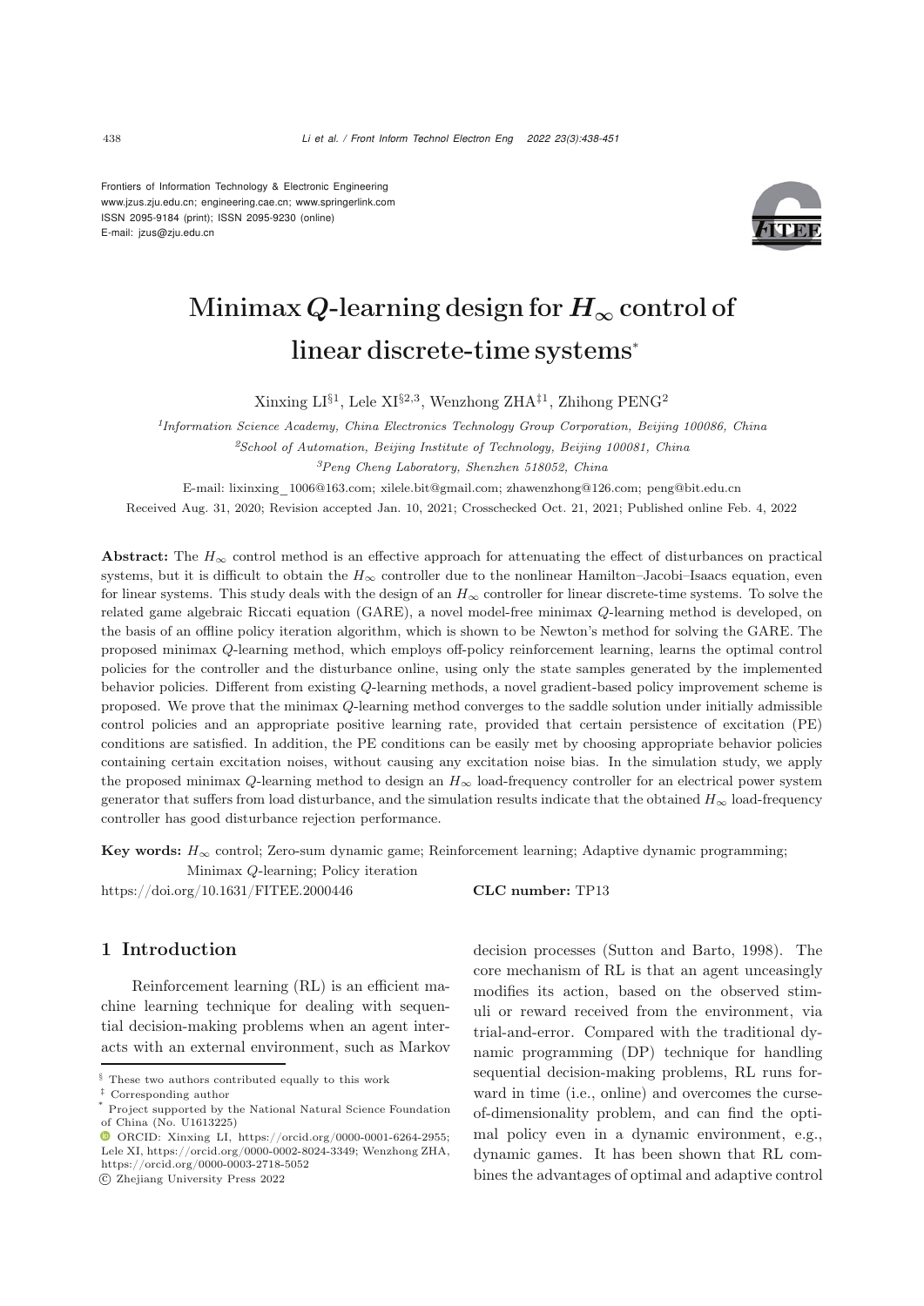Frontiers of Information Technology & Electronic Engineering
www.jzus.zju.edu.cn; engineering.cae.cn; www.springerlink.com
ISSN 2095-9184 (print); ISSN 2095-9230 (online)
E-mail: jzus@zju.edu.cn

# Minimax $Q$-learning design for $H_\infty$ control of linear discrete-time systems*

Xinxing LI[§1], Lele XI[§2,3], Wenzhong ZHA[‡1], Zhihong PENG[2]

[1]*Information Science Academy, China Electronics Technology Group Corporation, Beijing 100086, China*

[2]*School of Automation, Beijing Institute of Technology, Beijing 100081, China*

[3]*Peng Cheng Laboratory, Shenzhen 518052, China*

E-mail: lixinxing_1006@163.com; xilele.bit@gmail.com; zhawenzhong@126.com; peng@bit.edu.cn

Received Aug. 31, 2020; Revision accepted Jan. 10, 2021; Crosschecked Oct. 21, 2021; Published online Feb. 4, 2022

**Abstract:** The $H_\infty$ control method is an effective approach for attenuating the effect of disturbances on practical systems, but it is difficult to obtain the $H_\infty$ controller due to the nonlinear Hamilton–Jacobi–Isaacs equation, even for linear systems. This study deals with the design of an $H_\infty$ controller for linear discrete-time systems. To solve the related game algebraic Riccati equation (GARE), a novel model-free minimax $Q$-learning method is developed, on the basis of an offline policy iteration algorithm, which is shown to be Newton's method for solving the GARE. The proposed minimax $Q$-learning method, which employs off-policy reinforcement learning, learns the optimal control policies for the controller and the disturbance online, using only the state samples generated by the implemented behavior policies. Different from existing $Q$-learning methods, a novel gradient-based policy improvement scheme is proposed. We prove that the minimax $Q$-learning method converges to the saddle solution under initially admissible control policies and an appropriate positive learning rate, provided that certain persistence of excitation (PE) conditions are satisfied. In addition, the PE conditions can be easily met by choosing appropriate behavior policies containing certain excitation noises, without causing any excitation noise bias. In the simulation study, we apply the proposed minimax $Q$-learning method to design an $H_\infty$ load-frequency controller for an electrical power system generator that suffers from load disturbance, and the simulation results indicate that the obtained $H_\infty$ load-frequency controller has good disturbance rejection performance.

**Key words:** $H_\infty$ control; Zero-sum dynamic game; Reinforcement learning; Adaptive dynamic programming; Minimax $Q$-learning; Policy iteration

https://doi.org/10.1631/FITEE.2000446 **CLC number:** TP13

## 1 Introduction

Reinforcement learning (RL) is an efficient machine learning technique for dealing with sequential decision-making problems when an agent interacts with an external environment, such as Markov decision processes (Sutton and Barto, 1998). The core mechanism of RL is that an agent unceasingly modifies its action, based on the observed stimuli or reward received from the environment, via trial-and-error. Compared with the traditional dynamic programming (DP) technique for handling sequential decision-making problems, RL runs forward in time (i.e., online) and overcomes the curse-of-dimensionality problem, and can find the optimal policy even in a dynamic environment, e.g., dynamic games. It has been shown that RL combines the advantages of optimal and adaptive control

§ These two authors contributed equally to this work

‡ Corresponding author

\* Project supported by the National Natural Science Foundation of China (No. U1613225)

ORCID: Xinxing LI, https://orcid.org/0000-0001-6264-2955; Lele XI, https://orcid.org/0000-0002-8024-3349; Wenzhong ZHA, https://orcid.org/0000-0003-2718-5052

© Zhejiang University Press 2022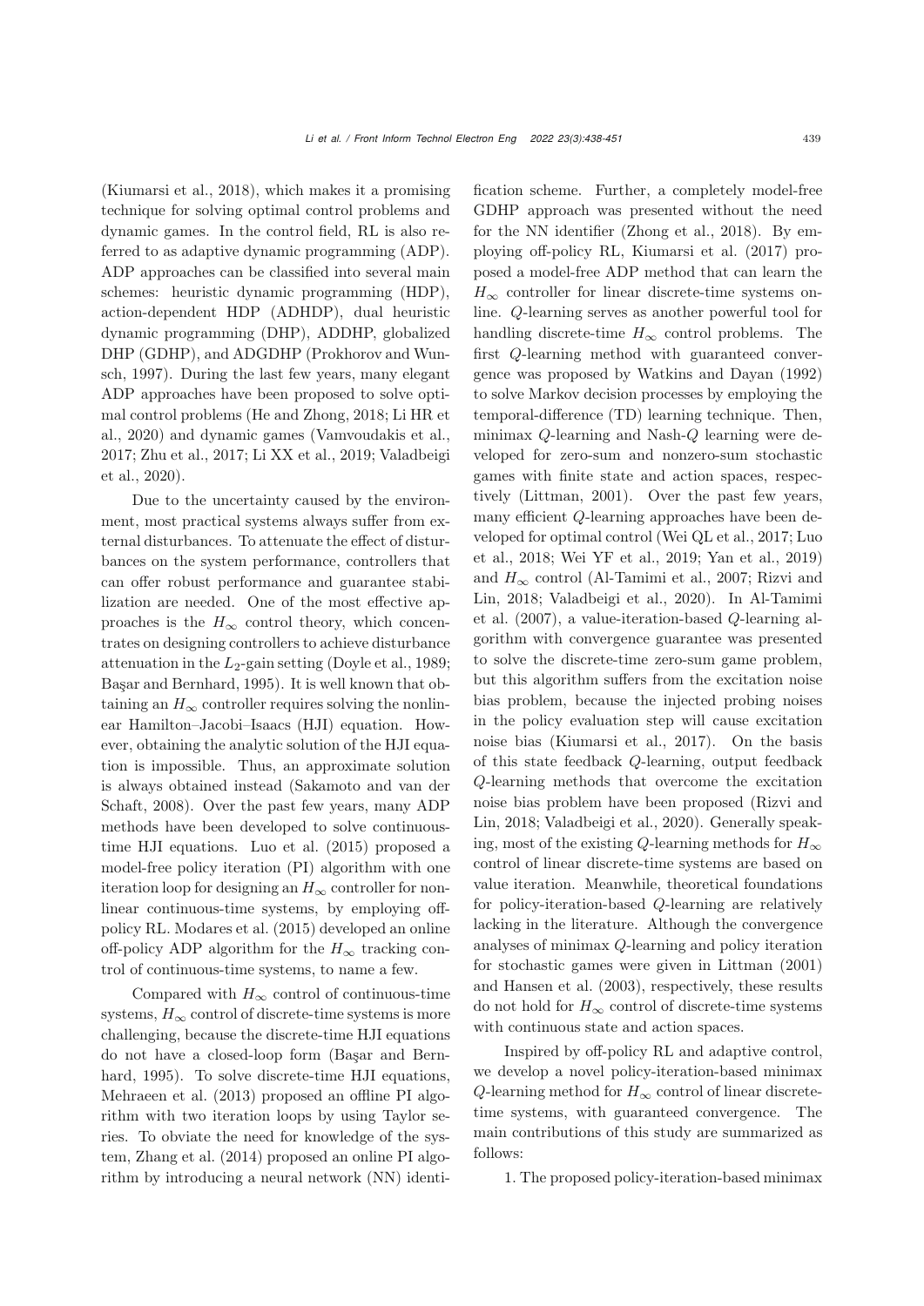(Kiumarsi et al., 2018), which makes it a promising technique for solving optimal control problems and dynamic games. In the control field, RL is also referred to as adaptive dynamic programming (ADP). ADP approaches can be classified into several main schemes: heuristic dynamic programming (HDP), action-dependent HDP (ADHDP), dual heuristic dynamic programming (DHP), ADDHP, globalized DHP (GDHP), and ADGDHP (Prokhorov and Wunsch, 1997). During the last few years, many elegant ADP approaches have been proposed to solve optimal control problems (He and Zhong, 2018; Li HR et al., 2020) and dynamic games (Vamvoudakis et al., 2017; Zhu et al., 2017; Li XX et al., 2019; Valadbeigi et al., 2020).

Due to the uncertainty caused by the environment, most practical systems always suffer from external disturbances. To attenuate the effect of disturbances on the system performance, controllers that can offer robust performance and guarantee stabilization are needed. One of the most effective approaches is the $H_\infty$ control theory, which concentrates on designing controllers to achieve disturbance attenuation in the $L_2$-gain setting (Doyle et al., 1989; Başar and Bernhard, 1995). It is well known that obtaining an $H_\infty$ controller requires solving the nonlinear Hamilton–Jacobi–Isaacs (HJI) equation. However, obtaining the analytic solution of the HJI equation is impossible. Thus, an approximate solution is always obtained instead (Sakamoto and van der Schaft, 2008). Over the past few years, many ADP methods have been developed to solve continuous-time HJI equations. Luo et al. (2015) proposed a model-free policy iteration (PI) algorithm with one iteration loop for designing an $H_\infty$ controller for nonlinear continuous-time systems, by employing off-policy RL. Modares et al. (2015) developed an online off-policy ADP algorithm for the $H_\infty$ tracking control of continuous-time systems, to name a few.

Compared with $H_\infty$ control of continuous-time systems, $H_\infty$ control of discrete-time systems is more challenging, because the discrete-time HJI equations do not have a closed-loop form (Başar and Bernhard, 1995). To solve discrete-time HJI equations, Mehraeen et al. (2013) proposed an offline PI algorithm with two iteration loops by using Taylor series. To obviate the need for knowledge of the system, Zhang et al. (2014) proposed an online PI algorithm by introducing a neural network (NN) identification scheme. Further, a completely model-free GDHP approach was presented without the need for the NN identifier (Zhong et al., 2018). By employing off-policy RL, Kiumarsi et al. (2017) proposed a model-free ADP method that can learn the $H_\infty$ controller for linear discrete-time systems online. $Q$-learning serves as another powerful tool for handling discrete-time $H_\infty$ control problems. The first $Q$-learning method with guaranteed convergence was proposed by Watkins and Dayan (1992) to solve Markov decision processes by employing the temporal-difference (TD) learning technique. Then, minimax $Q$-learning and Nash-$Q$ learning were developed for zero-sum and nonzero-sum stochastic games with finite state and action spaces, respectively (Littman, 2001). Over the past few years, many efficient $Q$-learning approaches have been developed for optimal control (Wei QL et al., 2017; Luo et al., 2018; Wei YF et al., 2019; Yan et al., 2019) and $H_\infty$ control (Al-Tamimi et al., 2007; Rizvi and Lin, 2018; Valadbeigi et al., 2020). In Al-Tamimi et al. (2007), a value-iteration-based $Q$-learning algorithm with convergence guarantee was presented to solve the discrete-time zero-sum game problem, but this algorithm suffers from the excitation noise bias problem, because the injected probing noises in the policy evaluation step will cause excitation noise bias (Kiumarsi et al., 2017). On the basis of this state feedback $Q$-learning, output feedback $Q$-learning methods that overcome the excitation noise bias problem have been proposed (Rizvi and Lin, 2018; Valadbeigi et al., 2020). Generally speaking, most of the existing $Q$-learning methods for $H_\infty$ control of linear discrete-time systems are based on value iteration. Meanwhile, theoretical foundations for policy-iteration-based $Q$-learning are relatively lacking in the literature. Although the convergence analyses of minimax $Q$-learning and policy iteration for stochastic games were given in Littman (2001) and Hansen et al. (2003), respectively, these results do not hold for $H_\infty$ control of discrete-time systems with continuous state and action spaces.

Inspired by off-policy RL and adaptive control, we develop a novel policy-iteration-based minimax $Q$-learning method for $H_\infty$ control of linear discrete-time systems, with guaranteed convergence. The main contributions of this study are summarized as follows:

1. The proposed policy-iteration-based minimax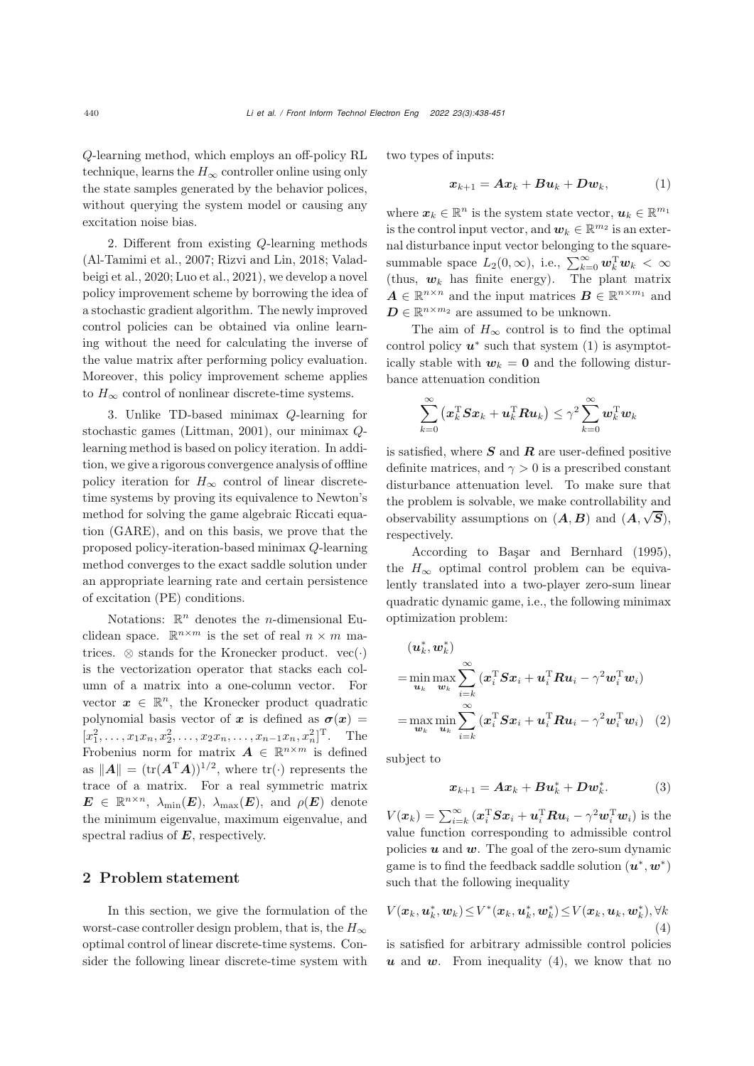$Q$-learning method, which employs an off-policy RL technique, learns the $H_\infty$ controller online using only the state samples generated by the behavior polices, without querying the system model or causing any excitation noise bias.

2. Different from existing $Q$-learning methods (Al-Tamimi et al., 2007; Rizvi and Lin, 2018; Valadbeigi et al., 2020; Luo et al., 2021), we develop a novel policy improvement scheme by borrowing the idea of a stochastic gradient algorithm. The newly improved control policies can be obtained via online learning without the need for calculating the inverse of the value matrix after performing policy evaluation. Moreover, this policy improvement scheme applies to $H_\infty$ control of nonlinear discrete-time systems.

3. Unlike TD-based minimax $Q$-learning for stochastic games (Littman, 2001), our minimax $Q$-learning method is based on policy iteration. In addition, we give a rigorous convergence analysis of offline policy iteration for $H_\infty$ control of linear discrete-time systems by proving its equivalence to Newton's method for solving the game algebraic Riccati equation (GARE), and on this basis, we prove that the proposed policy-iteration-based minimax $Q$-learning method converges to the exact saddle solution under an appropriate learning rate and certain persistence of excitation (PE) conditions.

Notations: $\mathbb{R}^n$ denotes the $n$-dimensional Euclidean space. $\mathbb{R}^{n\times m}$ is the set of real $n \times m$ matrices. $\otimes$ stands for the Kronecker product. $\mathrm{vec}(\cdot)$ is the vectorization operator that stacks each column of a matrix into a one-column vector. For vector $\boldsymbol{x} \in \mathbb{R}^n$, the Kronecker product quadratic polynomial basis vector of $\boldsymbol{x}$ is defined as $\boldsymbol{\sigma}(\boldsymbol{x}) = [x_1^2, \ldots, x_1x_n, x_2^2, \ldots, x_2x_n, \ldots, x_{n-1}x_n, x_n^2]^\mathrm{T}$. The Frobenius norm for matrix $\boldsymbol{A} \in \mathbb{R}^{n\times m}$ is defined as $\|\boldsymbol{A}\| = (\mathrm{tr}(\boldsymbol{A}^\mathrm{T}\boldsymbol{A}))^{1/2}$, where $\mathrm{tr}(\cdot)$ represents the trace of a matrix. For a real symmetric matrix $\boldsymbol{E} \in \mathbb{R}^{n\times n}$, $\lambda_{\min}(\boldsymbol{E})$, $\lambda_{\max}(\boldsymbol{E})$, and $\rho(\boldsymbol{E})$ denote the minimum eigenvalue, maximum eigenvalue, and spectral radius of $\boldsymbol{E}$, respectively.

## 2 Problem statement

In this section, we give the formulation of the worst-case controller design problem, that is, the $H_\infty$ optimal control of linear discrete-time systems. Consider the following linear discrete-time system with two types of inputs:

$$\boldsymbol{x}_{k+1} = \boldsymbol{A}\boldsymbol{x}_k + \boldsymbol{B}\boldsymbol{u}_k + \boldsymbol{D}\boldsymbol{w}_k, \tag{1}$$

where $\boldsymbol{x}_k \in \mathbb{R}^n$ is the system state vector, $\boldsymbol{u}_k \in \mathbb{R}^{m_1}$ is the control input vector, and $\boldsymbol{w}_k \in \mathbb{R}^{m_2}$ is an external disturbance input vector belonging to the square-summable space $L_2(0,\infty)$, i.e., $\sum_{k=0}^{\infty}\boldsymbol{w}_k^\mathrm{T}\boldsymbol{w}_k < \infty$ (thus, $\boldsymbol{w}_k$ has finite energy). The plant matrix $\boldsymbol{A} \in \mathbb{R}^{n\times n}$ and the input matrices $\boldsymbol{B} \in \mathbb{R}^{n\times m_1}$ and $\boldsymbol{D} \in \mathbb{R}^{n\times m_2}$ are assumed to be unknown.

The aim of $H_\infty$ control is to find the optimal control policy $\boldsymbol{u}^*$ such that system (1) is asymptotically stable with $\boldsymbol{w}_k = \boldsymbol{0}$ and the following disturbance attenuation condition

$$\sum_{k=0}^{\infty}\left(\boldsymbol{x}_k^\mathrm{T}\boldsymbol{S}\boldsymbol{x}_k + \boldsymbol{u}_k^\mathrm{T}\boldsymbol{R}\boldsymbol{u}_k\right) \le \gamma^2\sum_{k=0}^{\infty}\boldsymbol{w}_k^\mathrm{T}\boldsymbol{w}_k$$

is satisfied, where $\boldsymbol{S}$ and $\boldsymbol{R}$ are user-defined positive definite matrices, and $\gamma > 0$ is a prescribed constant disturbance attenuation level. To make sure that the problem is solvable, we make controllability and observability assumptions on $(\boldsymbol{A}, \boldsymbol{B})$ and $(\boldsymbol{A}, \sqrt{\boldsymbol{S}})$, respectively.

According to Başar and Bernhard (1995), the $H_\infty$ optimal control problem can be equivalently translated into a two-player zero-sum linear quadratic dynamic game, i.e., the following minimax optimization problem:

$$\begin{aligned}
&(\boldsymbol{u}_k^*, \boldsymbol{w}_k^*) \\
&= \min_{\boldsymbol{u}_k}\max_{\boldsymbol{w}_k}\sum_{i=k}^{\infty}\left(\boldsymbol{x}_i^\mathrm{T}\boldsymbol{S}\boldsymbol{x}_i + \boldsymbol{u}_i^\mathrm{T}\boldsymbol{R}\boldsymbol{u}_i - \gamma^2\boldsymbol{w}_i^\mathrm{T}\boldsymbol{w}_i\right) \\
&= \max_{\boldsymbol{w}_k}\min_{\boldsymbol{u}_k}\sum_{i=k}^{\infty}\left(\boldsymbol{x}_i^\mathrm{T}\boldsymbol{S}\boldsymbol{x}_i + \boldsymbol{u}_i^\mathrm{T}\boldsymbol{R}\boldsymbol{u}_i - \gamma^2\boldsymbol{w}_i^\mathrm{T}\boldsymbol{w}_i\right)
\end{aligned} \tag{2}$$

subject to

$$\boldsymbol{x}_{k+1} = \boldsymbol{A}\boldsymbol{x}_k + \boldsymbol{B}\boldsymbol{u}_k^* + \boldsymbol{D}\boldsymbol{w}_k^*. \tag{3}$$

$V(\boldsymbol{x}_k) = \sum_{i=k}^{\infty}\left(\boldsymbol{x}_i^\mathrm{T}\boldsymbol{S}\boldsymbol{x}_i + \boldsymbol{u}_i^\mathrm{T}\boldsymbol{R}\boldsymbol{u}_i - \gamma^2\boldsymbol{w}_i^\mathrm{T}\boldsymbol{w}_i\right)$ is the value function corresponding to admissible control policies $\boldsymbol{u}$ and $\boldsymbol{w}$. The goal of the zero-sum dynamic game is to find the feedback saddle solution $(\boldsymbol{u}^*, \boldsymbol{w}^*)$ such that the following inequality

$$V(\boldsymbol{x}_k, \boldsymbol{u}_k^*, \boldsymbol{w}_k) \le V^*(\boldsymbol{x}_k, \boldsymbol{u}_k^*, \boldsymbol{w}_k^*) \le V(\boldsymbol{x}_k, \boldsymbol{u}_k, \boldsymbol{w}_k^*), \forall k \tag{4}$$

is satisfied for arbitrary admissible control policies $\boldsymbol{u}$ and $\boldsymbol{w}$. From inequality (4), we know that no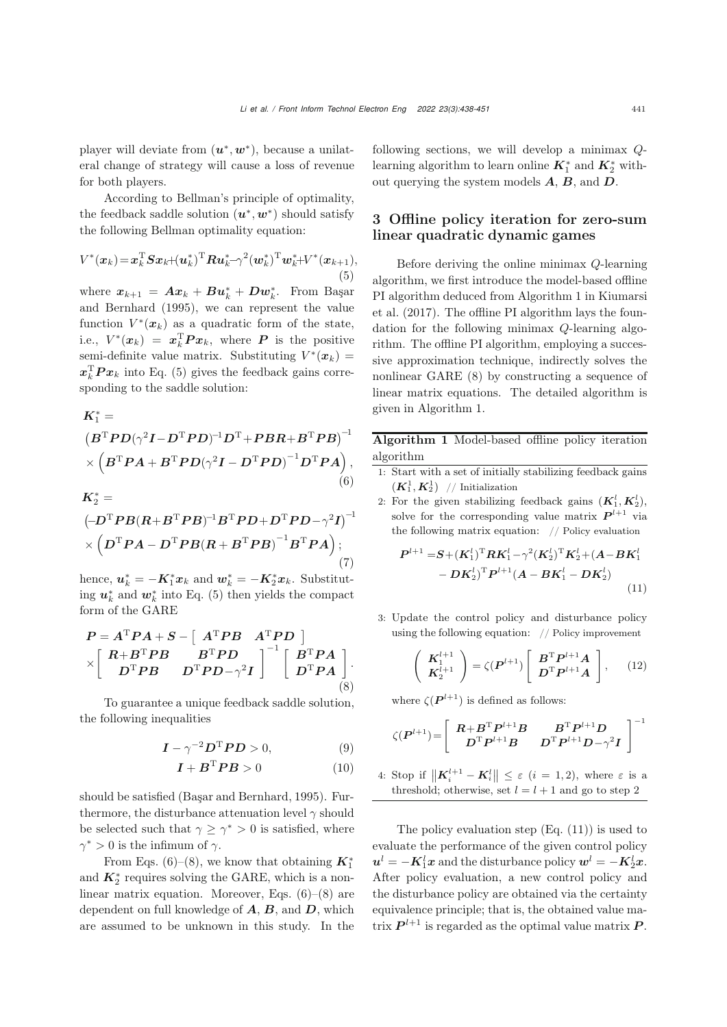player will deviate from $(\boldsymbol{u}^*, \boldsymbol{w}^*)$, because a unilateral change of strategy will cause a loss of revenue for both players.

According to Bellman's principle of optimality, the feedback saddle solution $(\boldsymbol{u}^*, \boldsymbol{w}^*)$ should satisfy the following Bellman optimality equation:

$$V^*(\boldsymbol{x}_k) = \boldsymbol{x}_k^{\mathrm{T}} \boldsymbol{S} \boldsymbol{x}_k + (\boldsymbol{u}_k^*)^{\mathrm{T}} \boldsymbol{R} \boldsymbol{u}_k^* - \gamma^2 (\boldsymbol{w}_k^*)^{\mathrm{T}} \boldsymbol{w}_k^* + V^*(\boldsymbol{x}_{k+1}), \tag{5}$$

where $\boldsymbol{x}_{k+1} = \boldsymbol{A}\boldsymbol{x}_k + \boldsymbol{B}\boldsymbol{u}_k^* + \boldsymbol{D}\boldsymbol{w}_k^*$. From Başar and Bernhard (1995), we can represent the value function $V^*(\boldsymbol{x}_k)$ as a quadratic form of the state, i.e., $V^*(\boldsymbol{x}_k) = \boldsymbol{x}_k^{\mathrm{T}} \boldsymbol{P} \boldsymbol{x}_k$, where $\boldsymbol{P}$ is the positive semi-definite value matrix. Substituting $V^*(\boldsymbol{x}_k) = \boldsymbol{x}_k^{\mathrm{T}} \boldsymbol{P} \boldsymbol{x}_k$ into Eq. (5) gives the feedback gains corresponding to the saddle solution:

$$\begin{aligned} \boldsymbol{K}_1^* = {} & \left(\boldsymbol{B}^{\mathrm{T}}\boldsymbol{P}\boldsymbol{D}(\gamma^2\boldsymbol{I} - \boldsymbol{D}^{\mathrm{T}}\boldsymbol{P}\boldsymbol{D})^{-1}\boldsymbol{D}^{\mathrm{T}} + \boldsymbol{P}\boldsymbol{B}\boldsymbol{R} + \boldsymbol{B}^{\mathrm{T}}\boldsymbol{P}\boldsymbol{B}\right)^{-1} \\ & \times \left(\boldsymbol{B}^{\mathrm{T}}\boldsymbol{P}\boldsymbol{A} + \boldsymbol{B}^{\mathrm{T}}\boldsymbol{P}\boldsymbol{D}(\gamma^2\boldsymbol{I} - \boldsymbol{D}^{\mathrm{T}}\boldsymbol{P}\boldsymbol{D})^{-1}\boldsymbol{D}^{\mathrm{T}}\boldsymbol{P}\boldsymbol{A}\right), \end{aligned} \tag{6}$$

$$\begin{aligned} \boldsymbol{K}_2^* = {} & \left(-\boldsymbol{D}^{\mathrm{T}}\boldsymbol{P}\boldsymbol{B}(\boldsymbol{R} + \boldsymbol{B}^{\mathrm{T}}\boldsymbol{P}\boldsymbol{B})^{-1}\boldsymbol{B}^{\mathrm{T}}\boldsymbol{P}\boldsymbol{D} + \boldsymbol{D}^{\mathrm{T}}\boldsymbol{P}\boldsymbol{D} - \gamma^2\boldsymbol{I}\right)^{-1} \\ & \times \left(\boldsymbol{D}^{\mathrm{T}}\boldsymbol{P}\boldsymbol{A} - \boldsymbol{D}^{\mathrm{T}}\boldsymbol{P}\boldsymbol{B}(\boldsymbol{R} + \boldsymbol{B}^{\mathrm{T}}\boldsymbol{P}\boldsymbol{B})^{-1}\boldsymbol{B}^{\mathrm{T}}\boldsymbol{P}\boldsymbol{A}\right); \end{aligned} \tag{7}$$

hence, $\boldsymbol{u}_k^* = -\boldsymbol{K}_1^*\boldsymbol{x}_k$ and $\boldsymbol{w}_k^* = -\boldsymbol{K}_2^*\boldsymbol{x}_k$. Substituting $\boldsymbol{u}_k^*$ and $\boldsymbol{w}_k^*$ into Eq. (5) then yields the compact form of the GARE

$$\begin{aligned} \boldsymbol{P} = {} & \boldsymbol{A}^{\mathrm{T}}\boldsymbol{P}\boldsymbol{A} + \boldsymbol{S} - \begin{bmatrix} \boldsymbol{A}^{\mathrm{T}}\boldsymbol{P}\boldsymbol{B} & \boldsymbol{A}^{\mathrm{T}}\boldsymbol{P}\boldsymbol{D} \end{bmatrix} \\ & \times \begin{bmatrix} \boldsymbol{R} + \boldsymbol{B}^{\mathrm{T}}\boldsymbol{P}\boldsymbol{B} & \boldsymbol{B}^{\mathrm{T}}\boldsymbol{P}\boldsymbol{D} \\ \boldsymbol{D}^{\mathrm{T}}\boldsymbol{P}\boldsymbol{B} & \boldsymbol{D}^{\mathrm{T}}\boldsymbol{P}\boldsymbol{D} - \gamma^2\boldsymbol{I} \end{bmatrix}^{-1} \begin{bmatrix} \boldsymbol{B}^{\mathrm{T}}\boldsymbol{P}\boldsymbol{A} \\ \boldsymbol{D}^{\mathrm{T}}\boldsymbol{P}\boldsymbol{A} \end{bmatrix}. \end{aligned} \tag{8}$$

To guarantee a unique feedback saddle solution, the following inequalities

$$\boldsymbol{I} - \gamma^{-2}\boldsymbol{D}^{\mathrm{T}}\boldsymbol{P}\boldsymbol{D} > 0, \tag{9}$$

$$\boldsymbol{I} + \boldsymbol{B}^{\mathrm{T}}\boldsymbol{P}\boldsymbol{B} > 0 \tag{10}$$

should be satisfied (Başar and Bernhard, 1995). Furthermore, the disturbance attenuation level $\gamma$ should be selected such that $\gamma \geq \gamma^* > 0$ is satisfied, where $\gamma^* > 0$ is the infimum of $\gamma$.

From Eqs. (6)–(8), we know that obtaining $\boldsymbol{K}_1^*$ and $\boldsymbol{K}_2^*$ requires solving the GARE, which is a nonlinear matrix equation. Moreover, Eqs. (6)–(8) are dependent on full knowledge of $\boldsymbol{A}$, $\boldsymbol{B}$, and $\boldsymbol{D}$, which are assumed to be unknown in this study. In the following sections, we will develop a minimax $Q$-learning algorithm to learn online $\boldsymbol{K}_1^*$ and $\boldsymbol{K}_2^*$ without querying the system models $\boldsymbol{A}$, $\boldsymbol{B}$, and $\boldsymbol{D}$.

## 3 Offline policy iteration for zero-sum linear quadratic dynamic games

Before deriving the online minimax $Q$-learning algorithm, we first introduce the model-based offline PI algorithm deduced from Algorithm 1 in Kiumarsi et al. (2017). The offline PI algorithm lays the foundation for the following minimax $Q$-learning algorithm. The offline PI algorithm, employing a successive approximation technique, indirectly solves the nonlinear GARE (8) by constructing a sequence of linear matrix equations. The detailed algorithm is given in Algorithm 1.

**Algorithm 1** Model-based offline policy iteration algorithm

1: Start with a set of initially stabilizing feedback gains $(\boldsymbol{K}_1^1, \boldsymbol{K}_2^1)$ // Initialization

2: For the given stabilizing feedback gains $(\boldsymbol{K}_1^l, \boldsymbol{K}_2^l)$, solve for the corresponding value matrix $\boldsymbol{P}^{l+1}$ via the following matrix equation: // Policy evaluation

$$\begin{aligned} \boldsymbol{P}^{l+1} = {} & \boldsymbol{S} + (\boldsymbol{K}_1^l)^{\mathrm{T}}\boldsymbol{R}\boldsymbol{K}_1^l - \gamma^2(\boldsymbol{K}_2^l)^{\mathrm{T}}\boldsymbol{K}_2^l + (\boldsymbol{A} - \boldsymbol{B}\boldsymbol{K}_1^l \\ & - \boldsymbol{D}\boldsymbol{K}_2^l)^{\mathrm{T}}\boldsymbol{P}^{l+1}(\boldsymbol{A} - \boldsymbol{B}\boldsymbol{K}_1^l - \boldsymbol{D}\boldsymbol{K}_2^l) \end{aligned} \tag{11}$$

3: Update the control policy and disturbance policy using the following equation: // Policy improvement

$$\begin{pmatrix} \boldsymbol{K}_1^{l+1} \\ \boldsymbol{K}_2^{l+1} \end{pmatrix} = \zeta(\boldsymbol{P}^{l+1}) \begin{bmatrix} \boldsymbol{B}^{\mathrm{T}}\boldsymbol{P}^{l+1}\boldsymbol{A} \\ \boldsymbol{D}^{\mathrm{T}}\boldsymbol{P}^{l+1}\boldsymbol{A} \end{bmatrix}, \tag{12}$$

where $\zeta(\boldsymbol{P}^{l+1})$ is defined as follows:

$$\zeta(\boldsymbol{P}^{l+1}) = \begin{bmatrix} \boldsymbol{R} + \boldsymbol{B}^{\mathrm{T}}\boldsymbol{P}^{l+1}\boldsymbol{B} & \boldsymbol{B}^{\mathrm{T}}\boldsymbol{P}^{l+1}\boldsymbol{D} \\ \boldsymbol{D}^{\mathrm{T}}\boldsymbol{P}^{l+1}\boldsymbol{B} & \boldsymbol{D}^{\mathrm{T}}\boldsymbol{P}^{l+1}\boldsymbol{D} - \gamma^2\boldsymbol{I} \end{bmatrix}^{-1}$$

4: Stop if $\left\|\boldsymbol{K}_i^{l+1} - \boldsymbol{K}_i^l\right\| \leq \varepsilon$ $(i = 1, 2)$, where $\varepsilon$ is a threshold; otherwise, set $l = l + 1$ and go to step 2

The policy evaluation step (Eq. (11)) is used to evaluate the performance of the given control policy $\boldsymbol{u}^l = -\boldsymbol{K}_1^l\boldsymbol{x}$ and the disturbance policy $\boldsymbol{w}^l = -\boldsymbol{K}_2^l\boldsymbol{x}$. After policy evaluation, a new control policy and the disturbance policy are obtained via the certainty equivalence principle; that is, the obtained value matrix $\boldsymbol{P}^{l+1}$ is regarded as the optimal value matrix $\boldsymbol{P}$.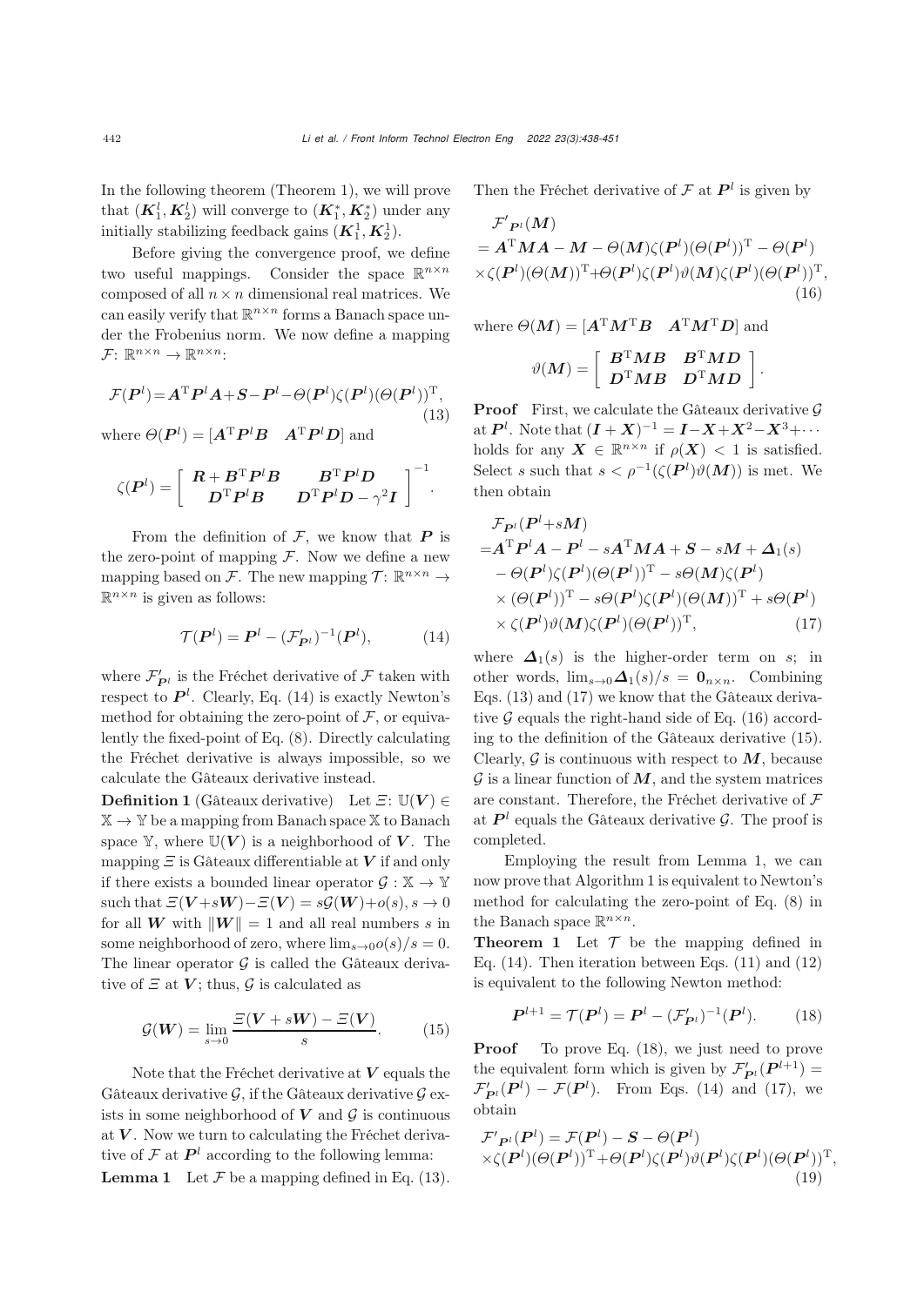In the following theorem (Theorem 1), we will prove that $(\boldsymbol{K}_1^l, \boldsymbol{K}_2^l)$ will converge to $(\boldsymbol{K}_1^*, \boldsymbol{K}_2^*)$ under any initially stabilizing feedback gains $(\boldsymbol{K}_1^1, \boldsymbol{K}_2^1)$.

Before giving the convergence proof, we define two useful mappings. Consider the space $\mathbb{R}^{n\times n}$ composed of all $n \times n$ dimensional real matrices. We can easily verify that $\mathbb{R}^{n\times n}$ forms a Banach space under the Frobenius norm. We now define a mapping $\mathcal{F}$: $\mathbb{R}^{n\times n} \rightarrow \mathbb{R}^{n\times n}$:

$$\mathcal{F}(\boldsymbol{P}^l) = \boldsymbol{A}^{\mathrm{T}}\boldsymbol{P}^l\boldsymbol{A} + \boldsymbol{S} - \boldsymbol{P}^l - \Theta(\boldsymbol{P}^l)\zeta(\boldsymbol{P}^l)(\Theta(\boldsymbol{P}^l))^{\mathrm{T}}, \tag{13}$$

where $\Theta(\boldsymbol{P}^l) = [\boldsymbol{A}^{\mathrm{T}}\boldsymbol{P}^l\boldsymbol{B} \quad \boldsymbol{A}^{\mathrm{T}}\boldsymbol{P}^l\boldsymbol{D}]$ and

$$\zeta(\boldsymbol{P}^l) = \begin{bmatrix} \boldsymbol{R} + \boldsymbol{B}^{\mathrm{T}}\boldsymbol{P}^l\boldsymbol{B} & \boldsymbol{B}^{\mathrm{T}}\boldsymbol{P}^l\boldsymbol{D} \\ \boldsymbol{D}^{\mathrm{T}}\boldsymbol{P}^l\boldsymbol{B} & \boldsymbol{D}^{\mathrm{T}}\boldsymbol{P}^l\boldsymbol{D} - \gamma^2\boldsymbol{I} \end{bmatrix}^{-1}.$$

From the definition of $\mathcal{F}$, we know that $\boldsymbol{P}$ is the zero-point of mapping $\mathcal{F}$. Now we define a new mapping based on $\mathcal{F}$. The new mapping $\mathcal{T}$: $\mathbb{R}^{n\times n} \rightarrow \mathbb{R}^{n\times n}$ is given as follows:

$$\mathcal{T}(\boldsymbol{P}^l) = \boldsymbol{P}^l - (\mathcal{F}'_{\boldsymbol{P}^l})^{-1}(\boldsymbol{P}^l), \tag{14}$$

where $\mathcal{F}'_{\boldsymbol{P}^l}$ is the Fréchet derivative of $\mathcal{F}$ taken with respect to $\boldsymbol{P}^l$. Clearly, Eq. (14) is exactly Newton's method for obtaining the zero-point of $\mathcal{F}$, or equivalently the fixed-point of Eq. (8). Directly calculating the Fréchet derivative is always impossible, so we calculate the Gâteaux derivative instead.

**Definition 1** (Gâteaux derivative) Let $\Xi$: $\mathbb{U}(\boldsymbol{V}) \in \mathbb{X} \rightarrow \mathbb{Y}$ be a mapping from Banach space $\mathbb{X}$ to Banach space $\mathbb{Y}$, where $\mathbb{U}(\boldsymbol{V})$ is a neighborhood of $\boldsymbol{V}$. The mapping $\Xi$ is Gâteaux differentiable at $\boldsymbol{V}$ if and only if there exists a bounded linear operator $\mathcal{G}: \mathbb{X} \rightarrow \mathbb{Y}$ such that $\Xi(\boldsymbol{V}+s\boldsymbol{W}) - \Xi(\boldsymbol{V}) = s\mathcal{G}(\boldsymbol{W}) + o(s), s \rightarrow 0$ for all $\boldsymbol{W}$ with $\|\boldsymbol{W}\| = 1$ and all real numbers $s$ in some neighborhood of zero, where $\lim_{s\rightarrow 0} o(s)/s = 0$. The linear operator $\mathcal{G}$ is called the Gâteaux derivative of $\Xi$ at $\boldsymbol{V}$; thus, $\mathcal{G}$ is calculated as

$$\mathcal{G}(\boldsymbol{W}) = \lim_{s\rightarrow 0} \frac{\Xi(\boldsymbol{V} + s\boldsymbol{W}) - \Xi(\boldsymbol{V})}{s}. \tag{15}$$

Note that the Fréchet derivative at $\boldsymbol{V}$ equals the Gâteaux derivative $\mathcal{G}$, if the Gâteaux derivative $\mathcal{G}$ exists in some neighborhood of $\boldsymbol{V}$ and $\mathcal{G}$ is continuous at $\boldsymbol{V}$. Now we turn to calculating the Fréchet derivative of $\mathcal{F}$ at $\boldsymbol{P}^l$ according to the following lemma:

**Lemma 1** Let $\mathcal{F}$ be a mapping defined in Eq. (13). Then the Fréchet derivative of $\mathcal{F}$ at $\boldsymbol{P}^l$ is given by

$$\begin{aligned}
&\mathcal{F}'_{\boldsymbol{P}^l}(\boldsymbol{M}) \\
&= \boldsymbol{A}^{\mathrm{T}}\boldsymbol{M}\boldsymbol{A} - \boldsymbol{M} - \Theta(\boldsymbol{M})\zeta(\boldsymbol{P}^l)(\Theta(\boldsymbol{P}^l))^{\mathrm{T}} - \Theta(\boldsymbol{P}^l) \\
&\times \zeta(\boldsymbol{P}^l)(\Theta(\boldsymbol{M}))^{\mathrm{T}} + \Theta(\boldsymbol{P}^l)\zeta(\boldsymbol{P}^l)\vartheta(\boldsymbol{M})\zeta(\boldsymbol{P}^l)(\Theta(\boldsymbol{P}^l))^{\mathrm{T}},
\end{aligned} \tag{16}$$

where $\Theta(\boldsymbol{M}) = [\boldsymbol{A}^{\mathrm{T}}\boldsymbol{M}^{\mathrm{T}}\boldsymbol{B} \quad \boldsymbol{A}^{\mathrm{T}}\boldsymbol{M}^{\mathrm{T}}\boldsymbol{D}]$ and

$$\vartheta(\boldsymbol{M}) = \begin{bmatrix} \boldsymbol{B}^{\mathrm{T}}\boldsymbol{M}\boldsymbol{B} & \boldsymbol{B}^{\mathrm{T}}\boldsymbol{M}\boldsymbol{D} \\ \boldsymbol{D}^{\mathrm{T}}\boldsymbol{M}\boldsymbol{B} & \boldsymbol{D}^{\mathrm{T}}\boldsymbol{M}\boldsymbol{D} \end{bmatrix}.$$

**Proof** First, we calculate the Gâteaux derivative $\mathcal{G}$ at $\boldsymbol{P}^l$. Note that $(\boldsymbol{I} + \boldsymbol{X})^{-1} = \boldsymbol{I} - \boldsymbol{X} + \boldsymbol{X}^2 - \boldsymbol{X}^3 + \cdots$ holds for any $\boldsymbol{X} \in \mathbb{R}^{n\times n}$ if $\rho(\boldsymbol{X}) < 1$ is satisfied. Select $s$ such that $s < \rho^{-1}(\zeta(\boldsymbol{P}^l)\vartheta(\boldsymbol{M}))$ is met. We then obtain

$$\begin{aligned}
&\mathcal{F}_{\boldsymbol{P}^l}(\boldsymbol{P}^l + s\boldsymbol{M}) \\
&= \boldsymbol{A}^{\mathrm{T}}\boldsymbol{P}^l\boldsymbol{A} - \boldsymbol{P}^l - s\boldsymbol{A}^{\mathrm{T}}\boldsymbol{M}\boldsymbol{A} + \boldsymbol{S} - s\boldsymbol{M} + \boldsymbol{\Delta}_1(s) \\
&\quad - \Theta(\boldsymbol{P}^l)\zeta(\boldsymbol{P}^l)(\Theta(\boldsymbol{P}^l))^{\mathrm{T}} - s\Theta(\boldsymbol{M})\zeta(\boldsymbol{P}^l) \\
&\quad \times (\Theta(\boldsymbol{P}^l))^{\mathrm{T}} - s\Theta(\boldsymbol{P}^l)\zeta(\boldsymbol{P}^l)(\Theta(\boldsymbol{M}))^{\mathrm{T}} + s\Theta(\boldsymbol{P}^l) \\
&\quad \times \zeta(\boldsymbol{P}^l)\vartheta(\boldsymbol{M})\zeta(\boldsymbol{P}^l)(\Theta(\boldsymbol{P}^l))^{\mathrm{T}},
\end{aligned} \tag{17}$$

where $\boldsymbol{\Delta}_1(s)$ is the higher-order term on $s$; in other words, $\lim_{s\rightarrow 0}\boldsymbol{\Delta}_1(s)/s = \boldsymbol{0}_{n\times n}$. Combining Eqs. (13) and (17) we know that the Gâteaux derivative $\mathcal{G}$ equals the right-hand side of Eq. (16) according to the definition of the Gâteaux derivative (15). Clearly, $\mathcal{G}$ is continuous with respect to $\boldsymbol{M}$, because $\mathcal{G}$ is a linear function of $\boldsymbol{M}$, and the system matrices are constant. Therefore, the Fréchet derivative of $\mathcal{F}$ at $\boldsymbol{P}^l$ equals the Gâteaux derivative $\mathcal{G}$. The proof is completed.

Employing the result from Lemma 1, we can now prove that Algorithm 1 is equivalent to Newton's method for calculating the zero-point of Eq. (8) in the Banach space $\mathbb{R}^{n\times n}$.

**Theorem 1** Let $\mathcal{T}$ be the mapping defined in Eq. (14). Then iteration between Eqs. (11) and (12) is equivalent to the following Newton method:

$$\boldsymbol{P}^{l+1} = \mathcal{T}(\boldsymbol{P}^l) = \boldsymbol{P}^l - (\mathcal{F}'_{\boldsymbol{P}^l})^{-1}(\boldsymbol{P}^l). \tag{18}$$

**Proof** To prove Eq. (18), we just need to prove the equivalent form which is given by $\mathcal{F}'_{\boldsymbol{P}^l}(\boldsymbol{P}^{l+1}) = \mathcal{F}'_{\boldsymbol{P}^l}(\boldsymbol{P}^l) - \mathcal{F}(\boldsymbol{P}^l)$. From Eqs. (14) and (17), we obtain

$$\begin{aligned}
&\mathcal{F}'_{\boldsymbol{P}^l}(\boldsymbol{P}^l) = \mathcal{F}(\boldsymbol{P}^l) - \boldsymbol{S} - \Theta(\boldsymbol{P}^l) \\
&\times \zeta(\boldsymbol{P}^l)(\Theta(\boldsymbol{P}^l))^{\mathrm{T}} + \Theta(\boldsymbol{P}^l)\zeta(\boldsymbol{P}^l)\vartheta(\boldsymbol{P}^l)\zeta(\boldsymbol{P}^l)(\Theta(\boldsymbol{P}^l))^{\mathrm{T}},
\end{aligned} \tag{19}$$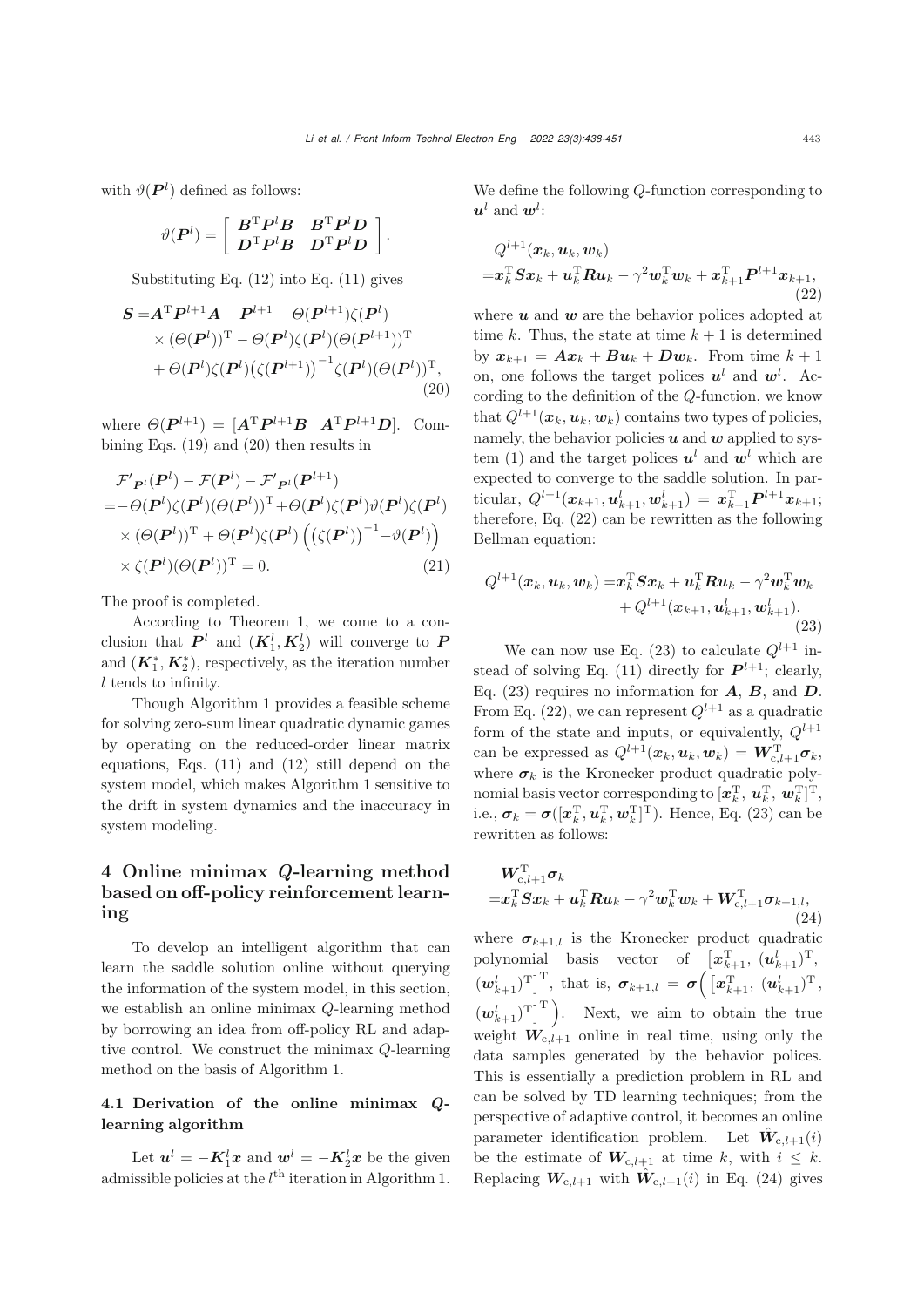with $\vartheta(\boldsymbol{P}^l)$ defined as follows:

$$\vartheta(\boldsymbol{P}^l)=\left[\begin{array}{cc}\boldsymbol{B}^{\mathrm{T}}\boldsymbol{P}^l\boldsymbol{B} & \boldsymbol{B}^{\mathrm{T}}\boldsymbol{P}^l\boldsymbol{D}\\ \boldsymbol{D}^{\mathrm{T}}\boldsymbol{P}^l\boldsymbol{B} & \boldsymbol{D}^{\mathrm{T}}\boldsymbol{P}^l\boldsymbol{D}\end{array}\right].$$

Substituting Eq. (12) into Eq. (11) gives

$$\begin{aligned}-\boldsymbol{S}=&\boldsymbol{A}^{\mathrm{T}}\boldsymbol{P}^{l+1}\boldsymbol{A}-\boldsymbol{P}^{l+1}-\Theta(\boldsymbol{P}^{l+1})\zeta(\boldsymbol{P}^l)\\&\times(\Theta(\boldsymbol{P}^l))^{\mathrm{T}}-\Theta(\boldsymbol{P}^l)\zeta(\boldsymbol{P}^l)(\Theta(\boldsymbol{P}^{l+1}))^{\mathrm{T}}\\&+\Theta(\boldsymbol{P}^l)\zeta(\boldsymbol{P}^l)\big(\zeta(\boldsymbol{P}^{l+1})\big)^{-1}\zeta(\boldsymbol{P}^l)(\Theta(\boldsymbol{P}^l))^{\mathrm{T}},\end{aligned}\tag{20}$$

where $\Theta(\boldsymbol{P}^{l+1})=[\boldsymbol{A}^{\mathrm{T}}\boldsymbol{P}^{l+1}\boldsymbol{B}\quad \boldsymbol{A}^{\mathrm{T}}\boldsymbol{P}^{l+1}\boldsymbol{D}]$. Combining Eqs. (19) and (20) then results in

$$\begin{aligned}&\mathcal{F}'_{\boldsymbol{P}^l}(\boldsymbol{P}^l)-\mathcal{F}(\boldsymbol{P}^l)-\mathcal{F}'_{\boldsymbol{P}^l}(\boldsymbol{P}^{l+1})\\=&-\Theta(\boldsymbol{P}^l)\zeta(\boldsymbol{P}^l)(\Theta(\boldsymbol{P}^l))^{\mathrm{T}}+\Theta(\boldsymbol{P}^l)\zeta(\boldsymbol{P}^l)\vartheta(\boldsymbol{P}^l)\zeta(\boldsymbol{P}^l)\\&\times(\Theta(\boldsymbol{P}^l))^{\mathrm{T}}+\Theta(\boldsymbol{P}^l)\zeta(\boldsymbol{P}^l)\left(\left(\zeta(\boldsymbol{P}^l)\right)^{-1}-\vartheta(\boldsymbol{P}^l)\right)\\&\times\zeta(\boldsymbol{P}^l)(\Theta(\boldsymbol{P}^l))^{\mathrm{T}}=0.\end{aligned}\tag{21}$$

The proof is completed.

According to Theorem 1, we come to a conclusion that $\boldsymbol{P}^l$ and $(\boldsymbol{K}_1^l,\boldsymbol{K}_2^l)$ will converge to $\boldsymbol{P}$ and $(\boldsymbol{K}_1^*,\boldsymbol{K}_2^*)$, respectively, as the iteration number $l$ tends to infinity.

Though Algorithm 1 provides a feasible scheme for solving zero-sum linear quadratic dynamic games by operating on the reduced-order linear matrix equations, Eqs. (11) and (12) still depend on the system model, which makes Algorithm 1 sensitive to the drift in system dynamics and the inaccuracy in system modeling.

## 4 Online minimax $Q$-learning method based on off-policy reinforcement learning

To develop an intelligent algorithm that can learn the saddle solution online without querying the information of the system model, in this section, we establish an online minimax $Q$-learning method by borrowing an idea from off-policy RL and adaptive control. We construct the minimax $Q$-learning method on the basis of Algorithm 1.

### 4.1 Derivation of the online minimax $Q$-learning algorithm

Let $\boldsymbol{u}^l=-\boldsymbol{K}_1^l\boldsymbol{x}$ and $\boldsymbol{w}^l=-\boldsymbol{K}_2^l\boldsymbol{x}$ be the given admissible policies at the $l^{\text{th}}$ iteration in Algorithm 1. We define the following $Q$-function corresponding to $\boldsymbol{u}^l$ and $\boldsymbol{w}^l$:

$$\begin{aligned}&Q^{l+1}(\boldsymbol{x}_k,\boldsymbol{u}_k,\boldsymbol{w}_k)\\=&\boldsymbol{x}_k^{\mathrm{T}}\boldsymbol{S}\boldsymbol{x}_k+\boldsymbol{u}_k^{\mathrm{T}}\boldsymbol{R}\boldsymbol{u}_k-\gamma^2\boldsymbol{w}_k^{\mathrm{T}}\boldsymbol{w}_k+\boldsymbol{x}_{k+1}^{\mathrm{T}}\boldsymbol{P}^{l+1}\boldsymbol{x}_{k+1},\end{aligned}\tag{22}$$

where $\boldsymbol{u}$ and $\boldsymbol{w}$ are the behavior polices adopted at time $k$. Thus, the state at time $k+1$ is determined by $\boldsymbol{x}_{k+1}=\boldsymbol{A}\boldsymbol{x}_k+\boldsymbol{B}\boldsymbol{u}_k+\boldsymbol{D}\boldsymbol{w}_k$. From time $k+1$ on, one follows the target polices $\boldsymbol{u}^l$ and $\boldsymbol{w}^l$. According to the definition of the $Q$-function, we know that $Q^{l+1}(\boldsymbol{x}_k,\boldsymbol{u}_k,\boldsymbol{w}_k)$ contains two types of policies, namely, the behavior policies $\boldsymbol{u}$ and $\boldsymbol{w}$ applied to system (1) and the target polices $\boldsymbol{u}^l$ and $\boldsymbol{w}^l$ which are expected to converge to the saddle solution. In particular, $Q^{l+1}(\boldsymbol{x}_{k+1},\boldsymbol{u}_{k+1}^l,\boldsymbol{w}_{k+1}^l)=\boldsymbol{x}_{k+1}^{\mathrm{T}}\boldsymbol{P}^{l+1}\boldsymbol{x}_{k+1}$; therefore, Eq. (22) can be rewritten as the following Bellman equation:

$$\begin{aligned}Q^{l+1}(\boldsymbol{x}_k,\boldsymbol{u}_k,\boldsymbol{w}_k)=&\boldsymbol{x}_k^{\mathrm{T}}\boldsymbol{S}\boldsymbol{x}_k+\boldsymbol{u}_k^{\mathrm{T}}\boldsymbol{R}\boldsymbol{u}_k-\gamma^2\boldsymbol{w}_k^{\mathrm{T}}\boldsymbol{w}_k\\&+Q^{l+1}(\boldsymbol{x}_{k+1},\boldsymbol{u}_{k+1}^l,\boldsymbol{w}_{k+1}^l).\end{aligned}\tag{23}$$

We can now use Eq. (23) to calculate $Q^{l+1}$ instead of solving Eq. (11) directly for $\boldsymbol{P}^{l+1}$; clearly, Eq. (23) requires no information for $\boldsymbol{A}$, $\boldsymbol{B}$, and $\boldsymbol{D}$. From Eq. (22), we can represent $Q^{l+1}$ as a quadratic form of the state and inputs, or equivalently, $Q^{l+1}$ can be expressed as $Q^{l+1}(\boldsymbol{x}_k,\boldsymbol{u}_k,\boldsymbol{w}_k)=\boldsymbol{W}_{\mathrm{c},l+1}^{\mathrm{T}}\boldsymbol{\sigma}_k$, where $\boldsymbol{\sigma}_k$ is the Kronecker product quadratic polynomial basis vector corresponding to $[\boldsymbol{x}_k^{\mathrm{T}},\,\boldsymbol{u}_k^{\mathrm{T}},\,\boldsymbol{w}_k^{\mathrm{T}}]^{\mathrm{T}}$, i.e., $\boldsymbol{\sigma}_k=\boldsymbol{\sigma}([\boldsymbol{x}_k^{\mathrm{T}},\boldsymbol{u}_k^{\mathrm{T}},\boldsymbol{w}_k^{\mathrm{T}}]^{\mathrm{T}})$. Hence, Eq. (23) can be rewritten as follows:

$$\begin{aligned}&\boldsymbol{W}_{\mathrm{c},l+1}^{\mathrm{T}}\boldsymbol{\sigma}_k\\=&\boldsymbol{x}_k^{\mathrm{T}}\boldsymbol{S}\boldsymbol{x}_k+\boldsymbol{u}_k^{\mathrm{T}}\boldsymbol{R}\boldsymbol{u}_k-\gamma^2\boldsymbol{w}_k^{\mathrm{T}}\boldsymbol{w}_k+\boldsymbol{W}_{\mathrm{c},l+1}^{\mathrm{T}}\boldsymbol{\sigma}_{k+1,l},\end{aligned}\tag{24}$$

where $\boldsymbol{\sigma}_{k+1,l}$ is the Kronecker product quadratic polynomial basis vector of $\left[\boldsymbol{x}_{k+1}^{\mathrm{T}},\,(\boldsymbol{u}_{k+1}^l)^{\mathrm{T}},\,(\boldsymbol{w}_{k+1}^l)^{\mathrm{T}}\right]^{\mathrm{T}}$, that is, $\boldsymbol{\sigma}_{k+1,l}=\boldsymbol{\sigma}\Big(\left[\boldsymbol{x}_{k+1}^{\mathrm{T}},\,(\boldsymbol{u}_{k+1}^l)^{\mathrm{T}},\,(\boldsymbol{w}_{k+1}^l)^{\mathrm{T}}\right]^{\mathrm{T}}\Big)$. Next, we aim to obtain the true weight $\boldsymbol{W}_{\mathrm{c},l+1}$ online in real time, using only the data samples generated by the behavior polices. This is essentially a prediction problem in RL and can be solved by TD learning techniques; from the perspective of adaptive control, it becomes an online parameter identification problem. Let $\hat{\boldsymbol{W}}_{\mathrm{c},l+1}(i)$ be the estimate of $\boldsymbol{W}_{\mathrm{c},l+1}$ at time $k$, with $i\le k$. Replacing $\boldsymbol{W}_{\mathrm{c},l+1}$ with $\hat{\boldsymbol{W}}_{\mathrm{c},l+1}(i)$ in Eq. (24) gives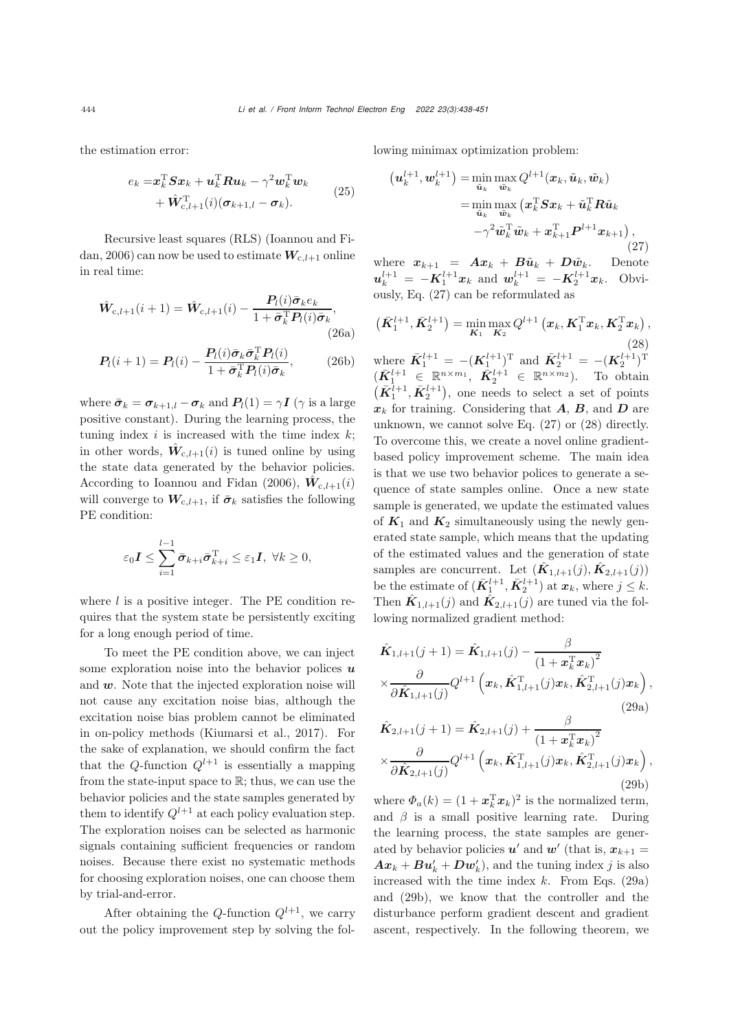the estimation error:

$$
\begin{aligned}
e_k =& \boldsymbol{x}_k^{\mathrm{T}}\boldsymbol{S}\boldsymbol{x}_k + \boldsymbol{u}_k^{\mathrm{T}}\boldsymbol{R}\boldsymbol{u}_k - \gamma^2\boldsymbol{w}_k^{\mathrm{T}}\boldsymbol{w}_k \\
&+ \hat{\boldsymbol{W}}_{\mathrm{c},l+1}^{\mathrm{T}}(i)(\boldsymbol{\sigma}_{k+1,l} - \boldsymbol{\sigma}_k).
\end{aligned} \tag{25}
$$

Recursive least squares (RLS) (Ioannou and Fidan, 2006) can now be used to estimate $\boldsymbol{W}_{\mathrm{c},l+1}$ online in real time:

$$
\hat{\boldsymbol{W}}_{\mathrm{c},l+1}(i+1) = \hat{\boldsymbol{W}}_{\mathrm{c},l+1}(i) - \frac{\boldsymbol{P}_l(i)\bar{\boldsymbol{\sigma}}_k e_k}{1+\bar{\boldsymbol{\sigma}}_k^{\mathrm{T}}\boldsymbol{P}_l(i)\bar{\boldsymbol{\sigma}}_k}, \tag{26a}
$$

$$
\boldsymbol{P}_l(i+1) = \boldsymbol{P}_l(i) - \frac{\boldsymbol{P}_l(i)\bar{\boldsymbol{\sigma}}_k\bar{\boldsymbol{\sigma}}_k^{\mathrm{T}}\boldsymbol{P}_l(i)}{1+\bar{\boldsymbol{\sigma}}_k^{\mathrm{T}}\boldsymbol{P}_l(i)\bar{\boldsymbol{\sigma}}_k}, \tag{26b}
$$

where $\bar{\boldsymbol{\sigma}}_k = \boldsymbol{\sigma}_{k+1,l} - \boldsymbol{\sigma}_k$ and $\boldsymbol{P}_l(1) = \gamma\boldsymbol{I}$ ($\gamma$ is a large positive constant). During the learning process, the tuning index $i$ is increased with the time index $k$; in other words, $\hat{\boldsymbol{W}}_{\mathrm{c},l+1}(i)$ is tuned online by using the state data generated by the behavior policies. According to Ioannou and Fidan (2006), $\hat{\boldsymbol{W}}_{\mathrm{c},l+1}(i)$ will converge to $\boldsymbol{W}_{\mathrm{c},l+1}$, if $\bar{\boldsymbol{\sigma}}_k$ satisfies the following PE condition:

$$
\varepsilon_0\boldsymbol{I} \leq \sum_{i=1}^{l-1}\bar{\boldsymbol{\sigma}}_{k+i}\bar{\boldsymbol{\sigma}}_{k+i}^{\mathrm{T}} \leq \varepsilon_1\boldsymbol{I},\ \forall k \geq 0,
$$

where $l$ is a positive integer. The PE condition requires that the system state be persistently exciting for a long enough period of time.

To meet the PE condition above, we can inject some exploration noise into the behavior polices $\boldsymbol{u}$ and $\boldsymbol{w}$. Note that the injected exploration noise will not cause any excitation noise bias, although the excitation noise bias problem cannot be eliminated in on-policy methods (Kiumarsi et al., 2017). For the sake of explanation, we should confirm the fact that the $Q$-function $Q^{l+1}$ is essentially a mapping from the state-input space to $\mathbb{R}$; thus, we can use the behavior policies and the state samples generated by them to identify $Q^{l+1}$ at each policy evaluation step. The exploration noises can be selected as harmonic signals containing sufficient frequencies or random noises. Because there exist no systematic methods for choosing exploration noises, one can choose them by trial-and-error.

After obtaining the $Q$-function $Q^{l+1}$, we carry out the policy improvement step by solving the following minimax optimization problem:

$$
\begin{aligned}
\left(\boldsymbol{u}_k^{l+1}, \boldsymbol{w}_k^{l+1}\right) &= \min_{\tilde{\boldsymbol{u}}_k}\max_{\tilde{\boldsymbol{w}}_k} Q^{l+1}(\boldsymbol{x}_k, \tilde{\boldsymbol{u}}_k, \tilde{\boldsymbol{w}}_k) \\
&= \min_{\tilde{\boldsymbol{u}}_k}\max_{\tilde{\boldsymbol{w}}_k}\big(\boldsymbol{x}_k^{\mathrm{T}}\boldsymbol{S}\boldsymbol{x}_k + \tilde{\boldsymbol{u}}_k^{\mathrm{T}}\boldsymbol{R}\tilde{\boldsymbol{u}}_k \\
&\quad -\gamma^2\tilde{\boldsymbol{w}}_k^{\mathrm{T}}\tilde{\boldsymbol{w}}_k + \boldsymbol{x}_{k+1}^{\mathrm{T}}\boldsymbol{P}^{l+1}\boldsymbol{x}_{k+1}\big),
\end{aligned} \tag{27}
$$

where $\boldsymbol{x}_{k+1} = \boldsymbol{A}\boldsymbol{x}_k + \boldsymbol{B}\tilde{\boldsymbol{u}}_k + \boldsymbol{D}\tilde{\boldsymbol{w}}_k$. Denote $\boldsymbol{u}_k^{l+1} = -\boldsymbol{K}_1^{l+1}\boldsymbol{x}_k$ and $\boldsymbol{w}_k^{l+1} = -\boldsymbol{K}_2^{l+1}\boldsymbol{x}_k$. Obviously, Eq. (27) can be reformulated as

$$
\left(\bar{\boldsymbol{K}}_1^{l+1}, \bar{\boldsymbol{K}}_2^{l+1}\right) = \min_{\boldsymbol{K}_1}\max_{\boldsymbol{K}_2} Q^{l+1}\left(\boldsymbol{x}_k, \boldsymbol{K}_1^{\mathrm{T}}\boldsymbol{x}_k, \boldsymbol{K}_2^{\mathrm{T}}\boldsymbol{x}_k\right), \tag{28}
$$

where $\bar{\boldsymbol{K}}_1^{l+1} = -(\boldsymbol{K}_1^{l+1})^{\mathrm{T}}$ and $\bar{\boldsymbol{K}}_2^{l+1} = -(\boldsymbol{K}_2^{l+1})^{\mathrm{T}}$ ($\bar{\boldsymbol{K}}_1^{l+1} \in \mathbb{R}^{n\times m_1}$, $\bar{\boldsymbol{K}}_2^{l+1} \in \mathbb{R}^{n\times m_2}$). To obtain $\left(\bar{\boldsymbol{K}}_1^{l+1}, \bar{\boldsymbol{K}}_2^{l+1}\right)$, one needs to select a set of points $\boldsymbol{x}_k$ for training. Considering that $\boldsymbol{A}$, $\boldsymbol{B}$, and $\boldsymbol{D}$ are unknown, we cannot solve Eq. (27) or (28) directly. To overcome this, we create a novel online gradient-based policy improvement scheme. The main idea is that we use two behavior polices to generate a sequence of state samples online. Once a new state sample is generated, we update the estimated values of $\boldsymbol{K}_1$ and $\boldsymbol{K}_2$ simultaneously using the newly generated state sample, which means that the updating of the estimated values and the generation of state samples are concurrent. Let $(\hat{\boldsymbol{K}}_{1,l+1}(j), \hat{\boldsymbol{K}}_{2,l+1}(j))$ be the estimate of $(\bar{\boldsymbol{K}}_1^{l+1}, \bar{\boldsymbol{K}}_2^{l+1})$ at $\boldsymbol{x}_k$, where $j \leq k$. Then $\hat{\boldsymbol{K}}_{1,l+1}(j)$ and $\hat{\boldsymbol{K}}_{2,l+1}(j)$ are tuned via the following normalized gradient method:

$$
\begin{aligned}
&\hat{\boldsymbol{K}}_{1,l+1}(j+1) = \hat{\boldsymbol{K}}_{1,l+1}(j) - \frac{\beta}{\left(1+\boldsymbol{x}_k^{\mathrm{T}}\boldsymbol{x}_k\right)^2} \\
&\times\frac{\partial}{\partial\hat{\boldsymbol{K}}_{1,l+1}(j)}Q^{l+1}\left(\boldsymbol{x}_k, \hat{\boldsymbol{K}}_{1,l+1}^{\mathrm{T}}(j)\boldsymbol{x}_k, \hat{\boldsymbol{K}}_{2,l+1}^{\mathrm{T}}(j)\boldsymbol{x}_k\right),
\end{aligned} \tag{29a}
$$

$$
\begin{aligned}
&\hat{\boldsymbol{K}}_{2,l+1}(j+1) = \hat{\boldsymbol{K}}_{2,l+1}(j) + \frac{\beta}{\left(1+\boldsymbol{x}_k^{\mathrm{T}}\boldsymbol{x}_k\right)^2} \\
&\times\frac{\partial}{\partial\hat{\boldsymbol{K}}_{2,l+1}(j)}Q^{l+1}\left(\boldsymbol{x}_k, \hat{\boldsymbol{K}}_{1,l+1}^{\mathrm{T}}(j)\boldsymbol{x}_k, \hat{\boldsymbol{K}}_{2,l+1}^{\mathrm{T}}(j)\boldsymbol{x}_k\right),
\end{aligned} \tag{29b}
$$

where $\Phi_a(k) = (1+\boldsymbol{x}_k^{\mathrm{T}}\boldsymbol{x}_k)^2$ is the normalized term, and $\beta$ is a small positive learning rate. During the learning process, the state samples are generated by behavior policies $\boldsymbol{u}'$ and $\boldsymbol{w}'$ (that is, $\boldsymbol{x}_{k+1} = \boldsymbol{A}\boldsymbol{x}_k + \boldsymbol{B}\boldsymbol{u}'_k + \boldsymbol{D}\boldsymbol{w}'_k$), and the tuning index $j$ is also increased with the time index $k$. From Eqs. (29a) and (29b), we know that the controller and the disturbance perform gradient descent and gradient ascent, respectively. In the following theorem, we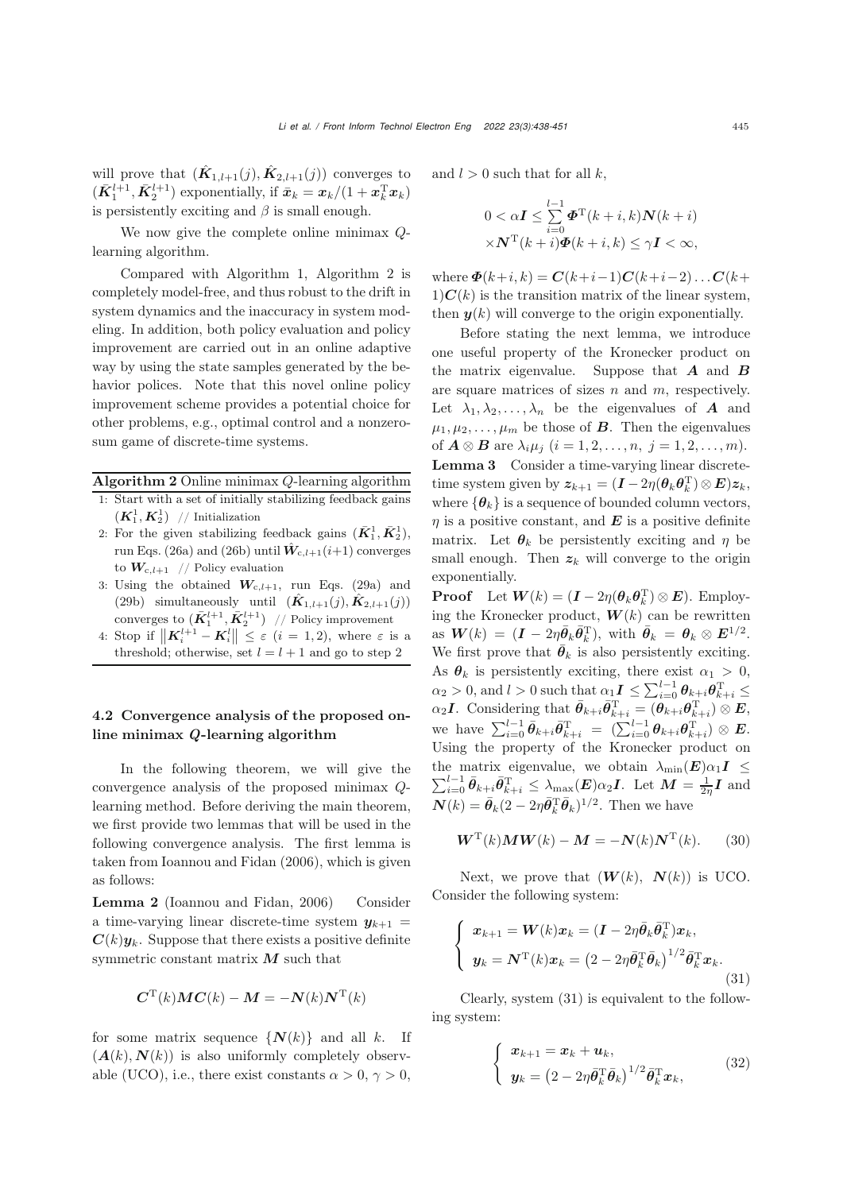will prove that $(\hat{\boldsymbol{K}}_{1,l+1}(j), \hat{\boldsymbol{K}}_{2,l+1}(j))$ converges to $(\bar{\boldsymbol{K}}_1^{l+1}, \bar{\boldsymbol{K}}_2^{l+1})$ exponentially, if $\bar{\boldsymbol{x}}_k = \boldsymbol{x}_k/(1+\boldsymbol{x}_k^{\mathrm{T}}\boldsymbol{x}_k)$ is persistently exciting and $\beta$ is small enough.

We now give the complete online minimax $Q$-learning algorithm.

Compared with Algorithm 1, Algorithm 2 is completely model-free, and thus robust to the drift in system dynamics and the inaccuracy in system modeling. In addition, both policy evaluation and policy improvement are carried out in an online adaptive way by using the state samples generated by the behavior polices. Note that this novel online policy improvement scheme provides a potential choice for other problems, e.g., optimal control and a nonzero-sum game of discrete-time systems.

**Algorithm 2** Online minimax $Q$-learning algorithm

1: Start with a set of initially stabilizing feedback gains $(\boldsymbol{K}_1^1, \boldsymbol{K}_2^1)$ // Initialization
2: For the given stabilizing feedback gains $(\bar{\boldsymbol{K}}_1^1, \bar{\boldsymbol{K}}_2^1)$, run Eqs. (26a) and (26b) until $\hat{\boldsymbol{W}}_{\mathrm{c},l+1}(i+1)$ converges to $\boldsymbol{W}_{\mathrm{c},l+1}$ // Policy evaluation
3: Using the obtained $\boldsymbol{W}_{\mathrm{c},l+1}$, run Eqs. (29a) and (29b) simultaneously until $(\hat{\boldsymbol{K}}_{1,l+1}(j), \hat{\boldsymbol{K}}_{2,l+1}(j))$ converges to $(\bar{\boldsymbol{K}}_1^{l+1}, \bar{\boldsymbol{K}}_2^{l+1})$ // Policy improvement
4: Stop if $\left\|\boldsymbol{K}_i^{l+1} - \boldsymbol{K}_i^l\right\| \le \varepsilon$ $(i=1,2)$, where $\varepsilon$ is a threshold; otherwise, set $l=l+1$ and go to step 2

### 4.2 Convergence analysis of the proposed online minimax $Q$-learning algorithm

In the following theorem, we will give the convergence analysis of the proposed minimax $Q$-learning method. Before deriving the main theorem, we first provide two lemmas that will be used in the following convergence analysis. The first lemma is taken from Ioannou and Fidan (2006), which is given as follows:

**Lemma 2** (Ioannou and Fidan, 2006) Consider a time-varying linear discrete-time system $\boldsymbol{y}_{k+1} = \boldsymbol{C}(k)\boldsymbol{y}_k$. Suppose that there exists a positive definite symmetric constant matrix $\boldsymbol{M}$ such that

$$\boldsymbol{C}^{\mathrm{T}}(k)\boldsymbol{M}\boldsymbol{C}(k) - \boldsymbol{M} = -\boldsymbol{N}(k)\boldsymbol{N}^{\mathrm{T}}(k)$$

for some matrix sequence $\{\boldsymbol{N}(k)\}$ and all $k$. If $(\boldsymbol{A}(k), \boldsymbol{N}(k))$ is also uniformly completely observable (UCO), i.e., there exist constants $\alpha>0$, $\gamma>0$, and $l>0$ such that for all $k$,

$$0 < \alpha\boldsymbol{I} \le \sum_{i=0}^{l-1} \boldsymbol{\Phi}^{\mathrm{T}}(k+i,k)\boldsymbol{N}(k+i) \times\boldsymbol{N}^{\mathrm{T}}(k+i)\boldsymbol{\Phi}(k+i,k) \le \gamma\boldsymbol{I} < \infty,$$

where $\boldsymbol{\Phi}(k+i,k) = \boldsymbol{C}(k+i-1)\boldsymbol{C}(k+i-2)\ldots\boldsymbol{C}(k+1)\boldsymbol{C}(k)$ is the transition matrix of the linear system, then $\boldsymbol{y}(k)$ will converge to the origin exponentially.

Before stating the next lemma, we introduce one useful property of the Kronecker product on the matrix eigenvalue. Suppose that $\boldsymbol{A}$ and $\boldsymbol{B}$ are square matrices of sizes $n$ and $m$, respectively. Let $\lambda_1, \lambda_2, \ldots, \lambda_n$ be the eigenvalues of $\boldsymbol{A}$ and $\mu_1, \mu_2, \ldots, \mu_m$ be those of $\boldsymbol{B}$. Then the eigenvalues of $\boldsymbol{A}\otimes\boldsymbol{B}$ are $\lambda_i\mu_j$ $(i=1,2,\ldots,n,\ j=1,2,\ldots,m)$.

**Lemma 3** Consider a time-varying linear discrete-time system given by $\boldsymbol{z}_{k+1} = (\boldsymbol{I} - 2\eta(\boldsymbol{\theta}_k\boldsymbol{\theta}_k^{\mathrm{T}})\otimes\boldsymbol{E})\boldsymbol{z}_k$, where $\{\boldsymbol{\theta}_k\}$ is a sequence of bounded column vectors, $\eta$ is a positive constant, and $\boldsymbol{E}$ is a positive definite matrix. Let $\boldsymbol{\theta}_k$ be persistently exciting and $\eta$ be small enough. Then $\boldsymbol{z}_k$ will converge to the origin exponentially.

**Proof** Let $\boldsymbol{W}(k) = (\boldsymbol{I} - 2\eta(\boldsymbol{\theta}_k\boldsymbol{\theta}_k^{\mathrm{T}})\otimes\boldsymbol{E})$. Employing the Kronecker product, $\boldsymbol{W}(k)$ can be rewritten as $\boldsymbol{W}(k) = (\boldsymbol{I} - 2\eta\bar{\boldsymbol{\theta}}_k\bar{\boldsymbol{\theta}}_k^{\mathrm{T}})$, with $\bar{\boldsymbol{\theta}}_k = \boldsymbol{\theta}_k\otimes\boldsymbol{E}^{1/2}$. We first prove that $\bar{\boldsymbol{\theta}}_k$ is also persistently exciting. As $\boldsymbol{\theta}_k$ is persistently exciting, there exist $\alpha_1>0$, $\alpha_2>0$, and $l>0$ such that $\alpha_1\boldsymbol{I} \le \sum_{i=0}^{l-1}\boldsymbol{\theta}_{k+i}\boldsymbol{\theta}_{k+i}^{\mathrm{T}} \le \alpha_2\boldsymbol{I}$. Considering that $\bar{\boldsymbol{\theta}}_{k+i}\bar{\boldsymbol{\theta}}_{k+i}^{\mathrm{T}} = (\boldsymbol{\theta}_{k+i}\boldsymbol{\theta}_{k+i}^{\mathrm{T}})\otimes\boldsymbol{E}$, we have $\sum_{i=0}^{l-1}\bar{\boldsymbol{\theta}}_{k+i}\bar{\boldsymbol{\theta}}_{k+i}^{\mathrm{T}} = (\sum_{i=0}^{l-1}\boldsymbol{\theta}_{k+i}\boldsymbol{\theta}_{k+i}^{\mathrm{T}})\otimes\boldsymbol{E}$. Using the property of the Kronecker product on the matrix eigenvalue, we obtain $\lambda_{\min}(\boldsymbol{E})\alpha_1\boldsymbol{I} \le \sum_{i=0}^{l-1}\bar{\boldsymbol{\theta}}_{k+i}\bar{\boldsymbol{\theta}}_{k+i}^{\mathrm{T}} \le \lambda_{\max}(\boldsymbol{E})\alpha_2\boldsymbol{I}$. Let $\boldsymbol{M} = \frac{1}{2\eta}\boldsymbol{I}$ and $\boldsymbol{N}(k) = \bar{\boldsymbol{\theta}}_k(2-2\eta\bar{\boldsymbol{\theta}}_k^{\mathrm{T}}\bar{\boldsymbol{\theta}}_k)^{1/2}$. Then we have

$$\boldsymbol{W}^{\mathrm{T}}(k)\boldsymbol{M}\boldsymbol{W}(k) - \boldsymbol{M} = -\boldsymbol{N}(k)\boldsymbol{N}^{\mathrm{T}}(k). \tag{30}$$

Next, we prove that $(\boldsymbol{W}(k),\ \boldsymbol{N}(k))$ is UCO. Consider the following system:

$$\begin{cases} \boldsymbol{x}_{k+1} = \boldsymbol{W}(k)\boldsymbol{x}_k = (\boldsymbol{I} - 2\eta\bar{\boldsymbol{\theta}}_k\bar{\boldsymbol{\theta}}_k^{\mathrm{T}})\boldsymbol{x}_k, \\ \boldsymbol{y}_k = \boldsymbol{N}^{\mathrm{T}}(k)\boldsymbol{x}_k = \left(2-2\eta\bar{\boldsymbol{\theta}}_k^{\mathrm{T}}\bar{\boldsymbol{\theta}}_k\right)^{1/2}\bar{\boldsymbol{\theta}}_k^{\mathrm{T}}\boldsymbol{x}_k. \end{cases} \tag{31}$$

Clearly, system (31) is equivalent to the following system:

$$\begin{cases} \boldsymbol{x}_{k+1} = \boldsymbol{x}_k + \boldsymbol{u}_k, \\ \boldsymbol{y}_k = \left(2-2\eta\bar{\boldsymbol{\theta}}_k^{\mathrm{T}}\bar{\boldsymbol{\theta}}_k\right)^{1/2}\bar{\boldsymbol{\theta}}_k^{\mathrm{T}}\boldsymbol{x}_k, \end{cases} \tag{32}$$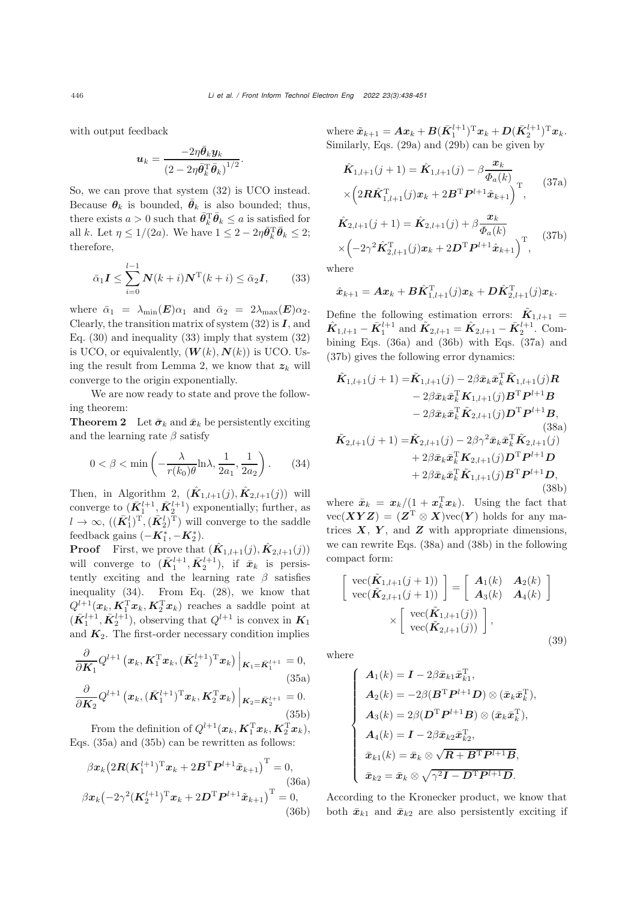with output feedback

$$
\boldsymbol{u}_k=\frac{-2\eta\bar{\boldsymbol{\theta}}_k\boldsymbol{y}_k}{\left(2-2\eta\bar{\boldsymbol{\theta}}_k^{\mathrm{T}}\bar{\boldsymbol{\theta}}_k\right)^{1/2}}.
$$

So, we can prove that system (32) is UCO instead. Because $\boldsymbol{\theta}_k$ is bounded, $\bar{\boldsymbol{\theta}}_k$ is also bounded; thus, there exists $a>0$ such that $\bar{\boldsymbol{\theta}}_k^{\mathrm{T}}\bar{\boldsymbol{\theta}}_k\le a$ is satisfied for all $k$. Let $\eta\le 1/(2a)$. We have $1\le 2-2\eta\bar{\boldsymbol{\theta}}_k^{\mathrm{T}}\bar{\boldsymbol{\theta}}_k\le 2$; therefore,

$$
\bar{\alpha}_1\boldsymbol{I}\le\sum_{i=0}^{l-1}\boldsymbol{N}(k+i)\boldsymbol{N}^{\mathrm{T}}(k+i)\le\bar{\alpha}_2\boldsymbol{I},\tag{33}
$$

where $\bar{\alpha}_1=\lambda_{\min}(\boldsymbol{E})\alpha_1$ and $\bar{\alpha}_2=2\lambda_{\max}(\boldsymbol{E})\alpha_2$. Clearly, the transition matrix of system (32) is $\boldsymbol{I}$, and Eq. (30) and inequality (33) imply that system (32) is UCO, or equivalently, $(\boldsymbol{W}(k),\boldsymbol{N}(k))$ is UCO. Using the result from Lemma 2, we know that $\boldsymbol{z}_k$ will converge to the origin exponentially.

We are now ready to state and prove the following theorem:

**Theorem 2** Let $\bar{\boldsymbol{\sigma}}_k$ and $\bar{\boldsymbol{x}}_k$ be persistently exciting and the learning rate $\beta$ satisfy

$$
0<\beta<\min\left(-\frac{\lambda}{r(k_0)\theta}\ln\lambda,\frac{1}{2a_1},\frac{1}{2a_2}\right).\tag{34}
$$

Then, in Algorithm 2, $(\hat{\boldsymbol{K}}_{1,l+1}(j),\hat{\boldsymbol{K}}_{2,l+1}(j))$ will converge to $(\bar{\boldsymbol{K}}_1^{l+1},\bar{\boldsymbol{K}}_2^{l+1})$ exponentially; further, as $l\to\infty$, $((\bar{\boldsymbol{K}}_1^l)^{\mathrm{T}},(\bar{\boldsymbol{K}}_2^l)^{\mathrm{T}})$ will converge to the saddle feedback gains $(-\boldsymbol{K}_1^*,-\boldsymbol{K}_2^*)$.

**Proof** First, we prove that $(\hat{\boldsymbol{K}}_{1,l+1}(j),\hat{\boldsymbol{K}}_{2,l+1}(j))$ will converge to $(\bar{\boldsymbol{K}}_1^{l+1},\bar{\boldsymbol{K}}_2^{l+1})$, if $\bar{\boldsymbol{x}}_k$ is persistently exciting and the learning rate $\beta$ satisfies inequality (34). From Eq. (28), we know that $Q^{l+1}(\boldsymbol{x}_k,\boldsymbol{K}_1^{\mathrm{T}}\boldsymbol{x}_k,\boldsymbol{K}_2^{\mathrm{T}}\boldsymbol{x}_k)$ reaches a saddle point at $(\bar{\boldsymbol{K}}_1^{l+1},\bar{\boldsymbol{K}}_2^{l+1})$, observing that $Q^{l+1}$ is convex in $\boldsymbol{K}_1$ and $\boldsymbol{K}_2$. The first-order necessary condition implies

$$
\frac{\partial}{\partial\boldsymbol{K}_1}Q^{l+1}\left(\boldsymbol{x}_k,\boldsymbol{K}_1^{\mathrm{T}}\boldsymbol{x}_k,(\bar{\boldsymbol{K}}_2^{l+1})^{\mathrm{T}}\boldsymbol{x}_k\right)\Big|_{\boldsymbol{K}_1=\bar{\boldsymbol{K}}_1^{l+1}}=0,\tag{35a}
$$

$$
\frac{\partial}{\partial\boldsymbol{K}_2}Q^{l+1}\left(\boldsymbol{x}_k,(\bar{\boldsymbol{K}}_1^{l+1})^{\mathrm{T}}\boldsymbol{x}_k,\boldsymbol{K}_2^{\mathrm{T}}\boldsymbol{x}_k\right)\Big|_{\boldsymbol{K}_2=\bar{\boldsymbol{K}}_2^{l+1}}=0.\tag{35b}
$$

From the definition of $Q^{l+1}(\boldsymbol{x}_k,\boldsymbol{K}_1^{\mathrm{T}}\boldsymbol{x}_k,\boldsymbol{K}_2^{\mathrm{T}}\boldsymbol{x}_k)$, Eqs. (35a) and (35b) can be rewritten as follows:

$$
\beta\boldsymbol{x}_k\big(2\boldsymbol{R}(\boldsymbol{K}_1^{l+1})^{\mathrm{T}}\boldsymbol{x}_k+2\boldsymbol{B}^{\mathrm{T}}\boldsymbol{P}^{l+1}\tilde{\boldsymbol{x}}_{k+1}\big)^{\mathrm{T}}=0,\tag{36a}
$$

$$
\beta\boldsymbol{x}_k\big(-2\gamma^2(\boldsymbol{K}_2^{l+1})^{\mathrm{T}}\boldsymbol{x}_k+2\boldsymbol{D}^{\mathrm{T}}\boldsymbol{P}^{l+1}\tilde{\boldsymbol{x}}_{k+1}\big)^{\mathrm{T}}=0,\tag{36b}
$$

where $\tilde{\boldsymbol{x}}_{k+1}=\boldsymbol{A}\boldsymbol{x}_k+\boldsymbol{B}(\bar{\boldsymbol{K}}_1^{l+1})^{\mathrm{T}}\boldsymbol{x}_k+\boldsymbol{D}(\bar{\boldsymbol{K}}_2^{l+1})^{\mathrm{T}}\boldsymbol{x}_k$. Similarly, Eqs. (29a) and (29b) can be given by

$$
\hat{\boldsymbol{K}}_{1,l+1}(j+1)=\hat{\boldsymbol{K}}_{1,l+1}(j)-\beta\frac{\boldsymbol{x}_k}{\Phi_a(k)}\times\Big(2\boldsymbol{R}\hat{\boldsymbol{K}}_{1,l+1}^{\mathrm{T}}(j)\boldsymbol{x}_k+2\boldsymbol{B}^{\mathrm{T}}\boldsymbol{P}^{l+1}\hat{\boldsymbol{x}}_{k+1}\Big)^{\mathrm{T}},\tag{37a}
$$

$$
\hat{\boldsymbol{K}}_{2,l+1}(j+1)=\hat{\boldsymbol{K}}_{2,l+1}(j)+\beta\frac{\boldsymbol{x}_k}{\Phi_a(k)}\times\Big(-2\gamma^2\hat{\boldsymbol{K}}_{2,l+1}^{\mathrm{T}}(j)\boldsymbol{x}_k+2\boldsymbol{D}^{\mathrm{T}}\boldsymbol{P}^{l+1}\hat{\boldsymbol{x}}_{k+1}\Big)^{\mathrm{T}},\tag{37b}
$$

where

$$
\hat{\boldsymbol{x}}_{k+1}=\boldsymbol{A}\boldsymbol{x}_k+\boldsymbol{B}\hat{\boldsymbol{K}}_{1,l+1}^{\mathrm{T}}(j)\boldsymbol{x}_k+\boldsymbol{D}\hat{\boldsymbol{K}}_{2,l+1}^{\mathrm{T}}(j)\boldsymbol{x}_k.
$$

Define the following estimation errors: $\tilde{\boldsymbol{K}}_{1,l+1}=\hat{\boldsymbol{K}}_{1,l+1}-\bar{\boldsymbol{K}}_1^{l+1}$ and $\tilde{\boldsymbol{K}}_{2,l+1}=\hat{\boldsymbol{K}}_{2,l+1}-\bar{\boldsymbol{K}}_2^{l+1}$. Combining Eqs. (36a) and (36b) with Eqs. (37a) and (37b) gives the following error dynamics:

$$
\begin{aligned}
\tilde{\boldsymbol{K}}_{1,l+1}(j+1)=&\tilde{\boldsymbol{K}}_{1,l+1}(j)-2\beta\bar{\boldsymbol{x}}_k\bar{\boldsymbol{x}}_k^{\mathrm{T}}\tilde{\boldsymbol{K}}_{1,l+1}(j)\boldsymbol{R}\\
&-2\beta\bar{\boldsymbol{x}}_k\bar{\boldsymbol{x}}_k^{\mathrm{T}}\boldsymbol{K}_{1,l+1}(j)\boldsymbol{B}^{\mathrm{T}}\boldsymbol{P}^{l+1}\boldsymbol{B}\\
&-2\beta\bar{\boldsymbol{x}}_k\bar{\boldsymbol{x}}_k^{\mathrm{T}}\tilde{\boldsymbol{K}}_{2,l+1}(j)\boldsymbol{D}^{\mathrm{T}}\boldsymbol{P}^{l+1}\boldsymbol{B},
\end{aligned}\tag{38a}
$$

$$
\begin{aligned}
\tilde{\boldsymbol{K}}_{2,l+1}(j+1)=&\tilde{\boldsymbol{K}}_{2,l+1}(j)-2\beta\gamma^2\bar{\boldsymbol{x}}_k\bar{\boldsymbol{x}}_k^{\mathrm{T}}\tilde{\boldsymbol{K}}_{2,l+1}(j)\\
&+2\beta\bar{\boldsymbol{x}}_k\bar{\boldsymbol{x}}_k^{\mathrm{T}}\boldsymbol{K}_{2,l+1}(j)\boldsymbol{D}^{\mathrm{T}}\boldsymbol{P}^{l+1}\boldsymbol{D}\\
&+2\beta\bar{\boldsymbol{x}}_k\bar{\boldsymbol{x}}_k^{\mathrm{T}}\tilde{\boldsymbol{K}}_{1,l+1}(j)\boldsymbol{B}^{\mathrm{T}}\boldsymbol{P}^{l+1}\boldsymbol{D},
\end{aligned}\tag{38b}
$$

where $\bar{\boldsymbol{x}}_k=\boldsymbol{x}_k/(1+\boldsymbol{x}_k^{\mathrm{T}}\boldsymbol{x}_k)$. Using the fact that $\mathrm{vec}(\boldsymbol{XYZ})=(\boldsymbol{Z}^{\mathrm{T}}\otimes\boldsymbol{X})\mathrm{vec}(\boldsymbol{Y})$ holds for any matrices $\boldsymbol{X}$, $\boldsymbol{Y}$, and $\boldsymbol{Z}$ with appropriate dimensions, we can rewrite Eqs. (38a) and (38b) in the following compact form:

$$
\left[\begin{array}{c}\mathrm{vec}(\tilde{\boldsymbol{K}}_{1,l+1}(j+1))\\ \mathrm{vec}(\tilde{\boldsymbol{K}}_{2,l+1}(j+1))\end{array}\right]=\left[\begin{array}{cc}\boldsymbol{A}_1(k)&\boldsymbol{A}_2(k)\\ \boldsymbol{A}_3(k)&\boldsymbol{A}_4(k)\end{array}\right]\times\left[\begin{array}{c}\mathrm{vec}(\tilde{\boldsymbol{K}}_{1,l+1}(j))\\ \mathrm{vec}(\tilde{\boldsymbol{K}}_{2,l+1}(j))\end{array}\right],\tag{39}
$$

where

$$
\left\{\begin{array}{l}
\boldsymbol{A}_1(k)=\boldsymbol{I}-2\beta\bar{\boldsymbol{x}}_{k1}\bar{\boldsymbol{x}}_{k1}^{\mathrm{T}},\\
\boldsymbol{A}_2(k)=-2\beta(\boldsymbol{B}^{\mathrm{T}}\boldsymbol{P}^{l+1}\boldsymbol{D})\otimes(\bar{\boldsymbol{x}}_k\bar{\boldsymbol{x}}_k^{\mathrm{T}}),\\
\boldsymbol{A}_3(k)=2\beta(\boldsymbol{D}^{\mathrm{T}}\boldsymbol{P}^{l+1}\boldsymbol{B})\otimes(\bar{\boldsymbol{x}}_k\bar{\boldsymbol{x}}_k^{\mathrm{T}}),\\
\boldsymbol{A}_4(k)=\boldsymbol{I}-2\beta\bar{\boldsymbol{x}}_{k2}\bar{\boldsymbol{x}}_{k2}^{\mathrm{T}},\\
\bar{\boldsymbol{x}}_{k1}(k)=\bar{\boldsymbol{x}}_k\otimes\sqrt{\boldsymbol{R}+\boldsymbol{B}^{\mathrm{T}}\boldsymbol{P}^{l+1}\boldsymbol{B}},\\
\bar{\boldsymbol{x}}_{k2}=\bar{\boldsymbol{x}}_k\otimes\sqrt{\gamma^2\boldsymbol{I}-\boldsymbol{D}^{\mathrm{T}}\boldsymbol{P}^{l+1}\boldsymbol{D}}.
\end{array}\right.
$$

According to the Kronecker product, we know that both $\bar{\boldsymbol{x}}_{k1}$ and $\bar{\boldsymbol{x}}_{k2}$ are also persistently exciting if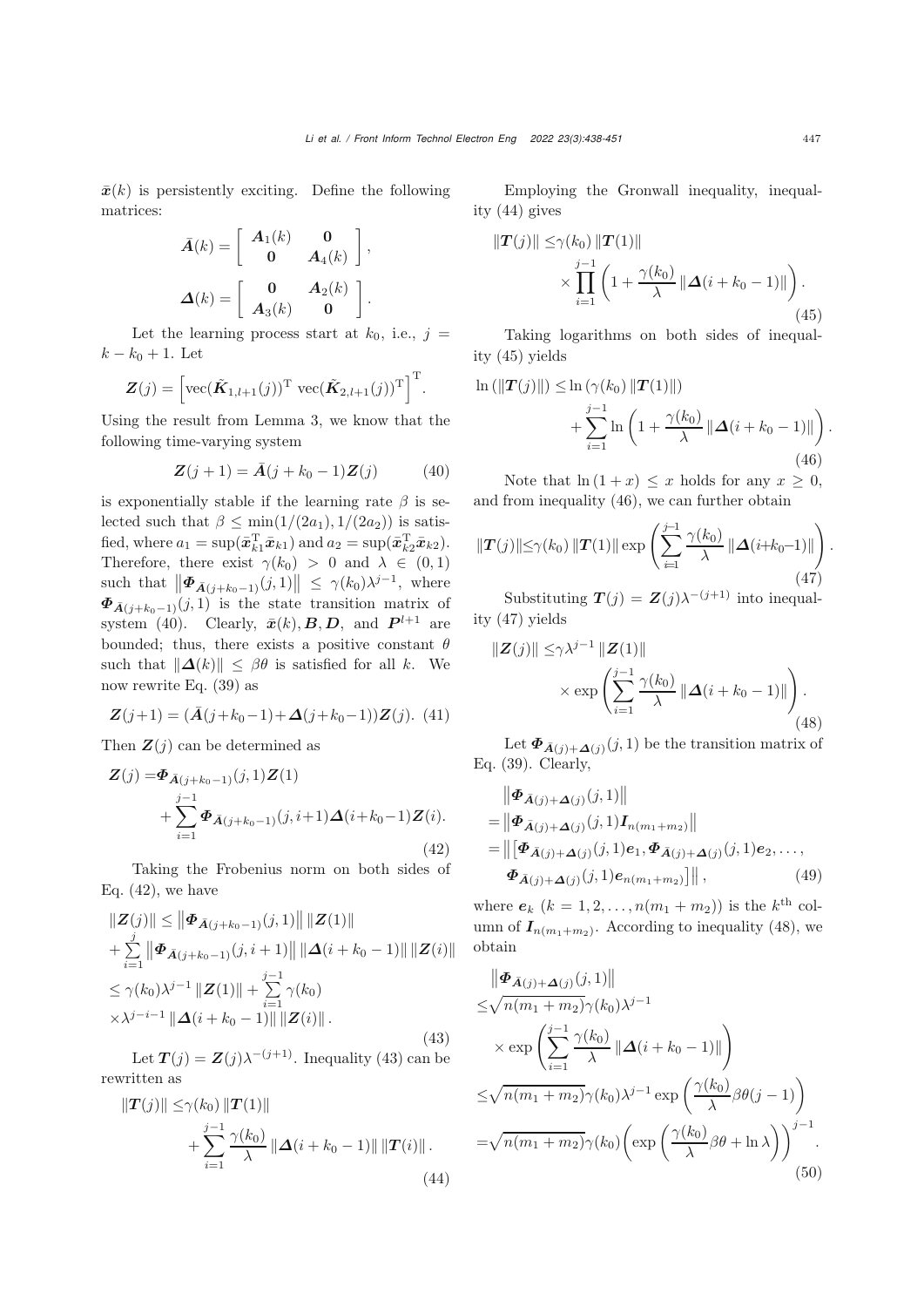$\bar{\boldsymbol{x}}(k)$ is persistently exciting. Define the following matrices:

$$\bar{\boldsymbol{A}}(k)=\left[\begin{array}{cc}\boldsymbol{A}_1(k) & \boldsymbol{0}\\ \boldsymbol{0} & \boldsymbol{A}_4(k)\end{array}\right],$$

$$\boldsymbol{\Delta}(k)=\left[\begin{array}{cc}\boldsymbol{0} & \boldsymbol{A}_2(k)\\ \boldsymbol{A}_3(k) & \boldsymbol{0}\end{array}\right].$$

Let the learning process start at $k_0$, i.e., $j=k-k_0+1$. Let

$$\boldsymbol{Z}(j)=\left[\operatorname{vec}(\tilde{\boldsymbol{K}}_{1,l+1}(j))^{\mathrm{T}}\ \operatorname{vec}(\tilde{\boldsymbol{K}}_{2,l+1}(j))^{\mathrm{T}}\right]^{\mathrm{T}}.$$

Using the result from Lemma 3, we know that the following time-varying system

$$\boldsymbol{Z}(j+1)=\bar{\boldsymbol{A}}(j+k_0-1)\boldsymbol{Z}(j) \tag{40}$$

is exponentially stable if the learning rate $\beta$ is selected such that $\beta\leq\min(1/(2a_1),1/(2a_2))$ is satisfied, where $a_1=\sup(\bar{\boldsymbol{x}}_{k1}^{\mathrm{T}}\bar{\boldsymbol{x}}_{k1})$ and $a_2=\sup(\bar{\boldsymbol{x}}_{k2}^{\mathrm{T}}\bar{\boldsymbol{x}}_{k2})$. Therefore, there exist $\gamma(k_0)>0$ and $\lambda\in(0,1)$ such that $\left\|\boldsymbol{\Phi}_{\bar{\boldsymbol{A}}(j+k_0-1)}(j,1)\right\|\leq\gamma(k_0)\lambda^{j-1}$, where $\boldsymbol{\Phi}_{\bar{\boldsymbol{A}}(j+k_0-1)}(j,1)$ is the state transition matrix of system (40). Clearly, $\bar{\boldsymbol{x}}(k),\boldsymbol{B},\boldsymbol{D}$, and $\boldsymbol{P}^{l+1}$ are bounded; thus, there exists a positive constant $\theta$ such that $\|\boldsymbol{\Delta}(k)\|\leq\beta\theta$ is satisfied for all $k$. We now rewrite Eq. (39) as

$$\boldsymbol{Z}(j+1)=(\bar{\boldsymbol{A}}(j+k_0-1)+\boldsymbol{\Delta}(j+k_0-1))\boldsymbol{Z}(j). \tag{41}$$

Then $\boldsymbol{Z}(j)$ can be determined as

$$\begin{aligned}\boldsymbol{Z}(j)=&\boldsymbol{\Phi}_{\bar{\boldsymbol{A}}(j+k_0-1)}(j,1)\boldsymbol{Z}(1)\\&+\sum_{i=1}^{j-1}\boldsymbol{\Phi}_{\bar{\boldsymbol{A}}(j+k_0-1)}(j,i+1)\boldsymbol{\Delta}(i+k_0-1)\boldsymbol{Z}(i).\end{aligned} \tag{42}$$

Taking the Frobenius norm on both sides of Eq. (42), we have

$$\begin{aligned}&\|\boldsymbol{Z}(j)\|\leq\left\|\boldsymbol{\Phi}_{\bar{\boldsymbol{A}}(j+k_0-1)}(j,1)\right\|\|\boldsymbol{Z}(1)\|\\&+\sum_{i=1}^{j}\left\|\boldsymbol{\Phi}_{\bar{\boldsymbol{A}}(j+k_0-1)}(j,i+1)\right\|\|\boldsymbol{\Delta}(i+k_0-1)\|\|\boldsymbol{Z}(i)\|\\&\leq\gamma(k_0)\lambda^{j-1}\|\boldsymbol{Z}(1)\|+\sum_{i=1}^{j-1}\gamma(k_0)\\&\times\lambda^{j-i-1}\|\boldsymbol{\Delta}(i+k_0-1)\|\|\boldsymbol{Z}(i)\|.\end{aligned} \tag{43}$$

Let $\boldsymbol{T}(j)=\boldsymbol{Z}(j)\lambda^{-(j+1)}$. Inequality (43) can be rewritten as

$$\begin{aligned}\|\boldsymbol{T}(j)\|\leq&\gamma(k_0)\|\boldsymbol{T}(1)\|\\&+\sum_{i=1}^{j-1}\frac{\gamma(k_0)}{\lambda}\|\boldsymbol{\Delta}(i+k_0-1)\|\|\boldsymbol{T}(i)\|.\end{aligned} \tag{44}$$

Employing the Gronwall inequality, inequality (44) gives

$$\begin{aligned}\|\boldsymbol{T}(j)\|\leq&\gamma(k_0)\|\boldsymbol{T}(1)\|\\&\times\prod_{i=1}^{j-1}\left(1+\frac{\gamma(k_0)}{\lambda}\|\boldsymbol{\Delta}(i+k_0-1)\|\right).\end{aligned} \tag{45}$$

Taking logarithms on both sides of inequality (45) yields

$$\begin{aligned}\ln(\|\boldsymbol{T}(j)\|)\leq&\ln(\gamma(k_0)\|\boldsymbol{T}(1)\|)\\&+\sum_{i=1}^{j-1}\ln\left(1+\frac{\gamma(k_0)}{\lambda}\|\boldsymbol{\Delta}(i+k_0-1)\|\right).\end{aligned} \tag{46}$$

Note that $\ln(1+x)\leq x$ holds for any $x\geq 0$, and from inequality (46), we can further obtain

$$\|\boldsymbol{T}(j)\|\leq\gamma(k_0)\|\boldsymbol{T}(1)\|\exp\left(\sum_{i=1}^{j-1}\frac{\gamma(k_0)}{\lambda}\|\boldsymbol{\Delta}(i+k_0-1)\|\right). \tag{47}$$

Substituting $\boldsymbol{T}(j)=\boldsymbol{Z}(j)\lambda^{-(j+1)}$ into inequality (47) yields

$$\begin{aligned}\|\boldsymbol{Z}(j)\|\leq&\gamma\lambda^{j-1}\|\boldsymbol{Z}(1)\|\\&\times\exp\left(\sum_{i=1}^{j-1}\frac{\gamma(k_0)}{\lambda}\|\boldsymbol{\Delta}(i+k_0-1)\|\right).\end{aligned} \tag{48}$$

Let $\boldsymbol{\Phi}_{\bar{\boldsymbol{A}}(j)+\boldsymbol{\Delta}(j)}(j,1)$ be the transition matrix of Eq. (39). Clearly,

$$\begin{aligned}&\left\|\boldsymbol{\Phi}_{\bar{\boldsymbol{A}}(j)+\boldsymbol{\Delta}(j)}(j,1)\right\|\\&=\left\|\boldsymbol{\Phi}_{\bar{\boldsymbol{A}}(j)+\boldsymbol{\Delta}(j)}(j,1)\boldsymbol{I}_{n(m_1+m_2)}\right\|\\&=\left\|\left[\boldsymbol{\Phi}_{\bar{\boldsymbol{A}}(j)+\boldsymbol{\Delta}(j)}(j,1)\boldsymbol{e}_1,\boldsymbol{\Phi}_{\bar{\boldsymbol{A}}(j)+\boldsymbol{\Delta}(j)}(j,1)\boldsymbol{e}_2,\ldots,\right.\right.\\&\quad\left.\left.\boldsymbol{\Phi}_{\bar{\boldsymbol{A}}(j)+\boldsymbol{\Delta}(j)}(j,1)\boldsymbol{e}_{n(m_1+m_2)}\right]\right\|,\end{aligned} \tag{49}$$

where $\boldsymbol{e}_k$ $(k=1,2,\ldots,n(m_1+m_2))$ is the $k^{\text{th}}$ column of $\boldsymbol{I}_{n(m_1+m_2)}$. According to inequality (48), we obtain

$$\begin{aligned}&\left\|\boldsymbol{\Phi}_{\bar{\boldsymbol{A}}(j)+\boldsymbol{\Delta}(j)}(j,1)\right\|\\&\leq\sqrt{n(m_1+m_2)}\gamma(k_0)\lambda^{j-1}\\&\quad\times\exp\left(\sum_{i=1}^{j-1}\frac{\gamma(k_0)}{\lambda}\|\boldsymbol{\Delta}(i+k_0-1)\|\right)\\&\leq\sqrt{n(m_1+m_2)}\gamma(k_0)\lambda^{j-1}\exp\left(\frac{\gamma(k_0)}{\lambda}\beta\theta(j-1)\right)\\&=\sqrt{n(m_1+m_2)}\gamma(k_0)\left(\exp\left(\frac{\gamma(k_0)}{\lambda}\beta\theta+\ln\lambda\right)\right)^{j-1}.\end{aligned} \tag{50}$$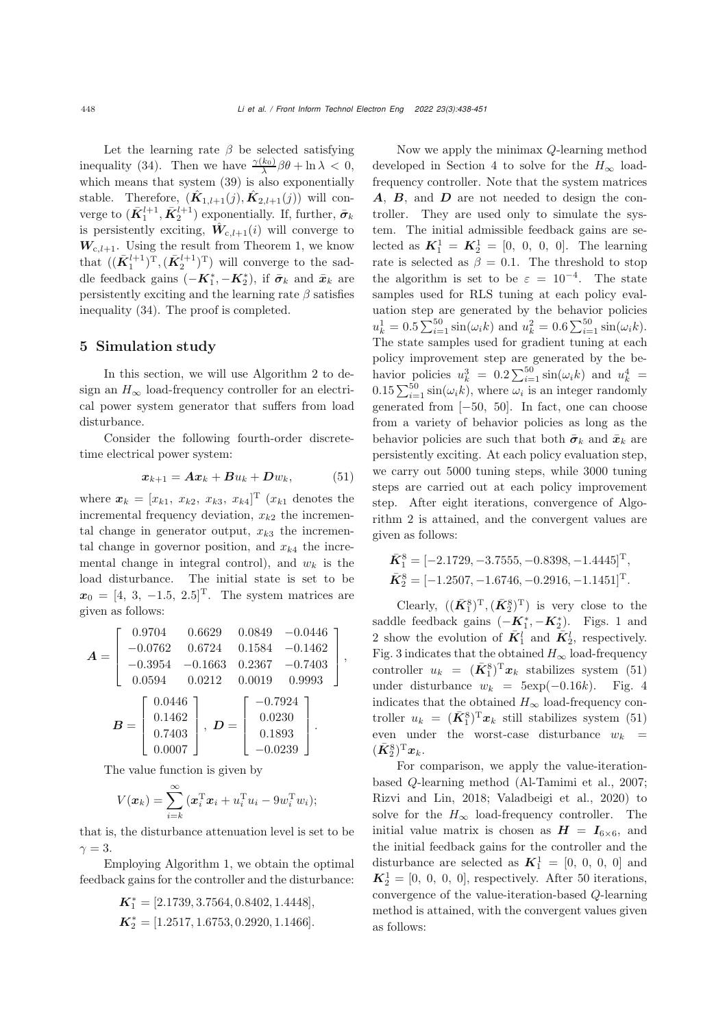Let the learning rate $\beta$ be selected satisfying inequality (34). Then we have $\frac{\gamma(k_0)}{\lambda}\beta\theta + \ln\lambda < 0$, which means that system (39) is also exponentially stable. Therefore, $(\hat{\boldsymbol{K}}_{1,l+1}(j), \hat{\boldsymbol{K}}_{2,l+1}(j))$ will converge to $(\bar{\boldsymbol{K}}_1^{l+1}, \bar{\boldsymbol{K}}_2^{l+1})$ exponentially. If, further, $\bar{\boldsymbol{\sigma}}_k$ is persistently exciting, $\hat{\boldsymbol{W}}_{\mathrm{c},l+1}(i)$ will converge to $\boldsymbol{W}_{\mathrm{c},l+1}$. Using the result from Theorem 1, we know that $((\bar{\boldsymbol{K}}_1^{l+1})^{\mathrm{T}}, (\bar{\boldsymbol{K}}_2^{l+1})^{\mathrm{T}})$ will converge to the saddle feedback gains $(-\boldsymbol{K}_1^*, -\boldsymbol{K}_2^*)$, if $\bar{\boldsymbol{\sigma}}_k$ and $\bar{\boldsymbol{x}}_k$ are persistently exciting and the learning rate $\beta$ satisfies inequality (34). The proof is completed.

## 5 Simulation study

In this section, we will use Algorithm 2 to design an $H_\infty$ load-frequency controller for an electrical power system generator that suffers from load disturbance.

Consider the following fourth-order discrete-time electrical power system:

$$\boldsymbol{x}_{k+1} = \boldsymbol{A}\boldsymbol{x}_k + \boldsymbol{B}u_k + \boldsymbol{D}w_k, \tag{51}$$

where $\boldsymbol{x}_k = [x_{k1},\ x_{k2},\ x_{k3},\ x_{k4}]^{\mathrm{T}}$ ($x_{k1}$ denotes the incremental frequency deviation, $x_{k2}$ the incremental change in generator output, $x_{k3}$ the incremental change in governor position, and $x_{k4}$ the incremental change in integral control), and $w_k$ is the load disturbance. The initial state is set to be $\boldsymbol{x}_0 = [4,\ 3,\ -1.5,\ 2.5]^{\mathrm{T}}$. The system matrices are given as follows:

$$\boldsymbol{A} = \begin{bmatrix} 0.9704 & 0.6629 & 0.0849 & -0.0446 \\ -0.0762 & 0.6724 & 0.1584 & -0.1462 \\ -0.3954 & -0.1663 & 0.2367 & -0.7403 \\ 0.0594 & 0.0212 & 0.0019 & 0.9993 \end{bmatrix},$$

$$\boldsymbol{B} = \begin{bmatrix} 0.0446 \\ 0.1462 \\ 0.7403 \\ 0.0007 \end{bmatrix},\ \boldsymbol{D} = \begin{bmatrix} -0.7924 \\ 0.0230 \\ 0.1893 \\ -0.0239 \end{bmatrix}.$$

The value function is given by

$$V(\boldsymbol{x}_k) = \sum_{i=k}^{\infty}(\boldsymbol{x}_i^{\mathrm{T}}\boldsymbol{x}_i + u_i^{\mathrm{T}}u_i - 9w_i^{\mathrm{T}}w_i);$$

that is, the disturbance attenuation level is set to be $\gamma = 3$.

Employing Algorithm 1, we obtain the optimal feedback gains for the controller and the disturbance:

$$\boldsymbol{K}_1^* = [2.1739, 3.7564, 0.8402, 1.4448],$$
$$\boldsymbol{K}_2^* = [1.2517, 1.6753, 0.2920, 1.1466].$$

Now we apply the minimax $Q$-learning method developed in Section 4 to solve for the $H_\infty$ load-frequency controller. Note that the system matrices $\boldsymbol{A}$, $\boldsymbol{B}$, and $\boldsymbol{D}$ are not needed to design the controller. They are used only to simulate the system. The initial admissible feedback gains are selected as $\boldsymbol{K}_1^1 = \boldsymbol{K}_2^1 = [0,\ 0,\ 0,\ 0]$. The learning rate is selected as $\beta = 0.1$. The threshold to stop the algorithm is set to be $\varepsilon = 10^{-4}$. The state samples used for RLS tuning at each policy evaluation step are generated by the behavior policies $u_k^1 = 0.5\sum_{i=1}^{50}\sin(\omega_i k)$ and $u_k^2 = 0.6\sum_{i=1}^{50}\sin(\omega_i k)$. The state samples used for gradient tuning at each policy improvement step are generated by the behavior policies $u_k^3 = 0.2\sum_{i=1}^{50}\sin(\omega_i k)$ and $u_k^4 = 0.15\sum_{i=1}^{50}\sin(\omega_i k)$, where $\omega_i$ is an integer randomly generated from $[-50,\ 50]$. In fact, one can choose from a variety of behavior policies as long as the behavior policies are such that both $\bar{\boldsymbol{\sigma}}_k$ and $\bar{\boldsymbol{x}}_k$ are persistently exciting. At each policy evaluation step, we carry out 5000 tuning steps, while 3000 tuning steps are carried out at each policy improvement step. After eight iterations, convergence of Algorithm 2 is attained, and the convergent values are given as follows:

$$\bar{\boldsymbol{K}}_1^8 = [-2.1729, -3.7555, -0.8398, -1.4445]^{\mathrm{T}},$$
$$\bar{\boldsymbol{K}}_2^8 = [-1.2507, -1.6746, -0.2916, -1.1451]^{\mathrm{T}}.$$

Clearly, $((\bar{\boldsymbol{K}}_1^8)^{\mathrm{T}}, (\bar{\boldsymbol{K}}_2^8)^{\mathrm{T}})$ is very close to the saddle feedback gains $(-\boldsymbol{K}_1^*, -\boldsymbol{K}_2^*)$. Figs. 1 and 2 show the evolution of $\bar{\boldsymbol{K}}_1^l$ and $\bar{\boldsymbol{K}}_2^l$, respectively. Fig. 3 indicates that the obtained $H_\infty$ load-frequency controller $u_k = (\bar{\boldsymbol{K}}_1^8)^{\mathrm{T}}\boldsymbol{x}_k$ stabilizes system (51) under disturbance $w_k = 5\exp(-0.16k)$. Fig. 4 indicates that the obtained $H_\infty$ load-frequency controller $u_k = (\bar{\boldsymbol{K}}_1^8)^{\mathrm{T}}\boldsymbol{x}_k$ still stabilizes system (51) even under the worst-case disturbance $w_k = (\bar{\boldsymbol{K}}_2^8)^{\mathrm{T}}\boldsymbol{x}_k$.

For comparison, we apply the value-iteration-based $Q$-learning method (Al-Tamimi et al., 2007; Rizvi and Lin, 2018; Valadbeigi et al., 2020) to solve for the $H_\infty$ load-frequency controller. The initial value matrix is chosen as $\boldsymbol{H} = \boldsymbol{I}_{6\times 6}$, and the initial feedback gains for the controller and the disturbance are selected as $\boldsymbol{K}_1^1 = [0,\ 0,\ 0,\ 0]$ and $\boldsymbol{K}_2^1 = [0,\ 0,\ 0,\ 0]$, respectively. After 50 iterations, convergence of the value-iteration-based $Q$-learning method is attained, with the convergent values given as follows: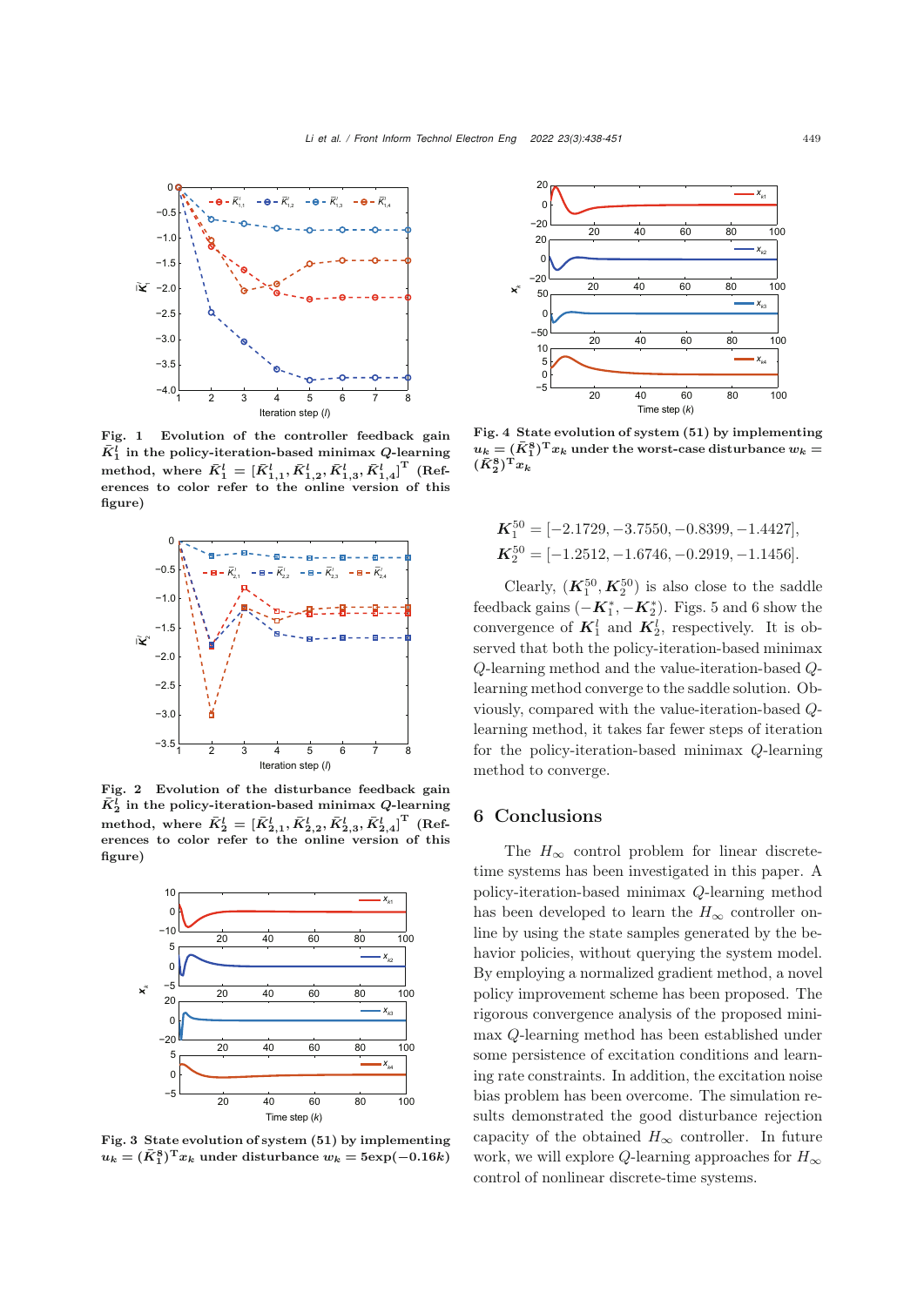Fig. 1 Evolution of the controller feedback gain $\bar{K}_1^l$ in the policy-iteration-based minimax $Q$-learning method, where $\bar{K}_1^l = [\bar{K}_{1,1}^l, \bar{K}_{1,2}^l, \bar{K}_{1,3}^l, \bar{K}_{1,4}^l]^{\mathrm{T}}$ (References to color refer to the online version of this figure)

Fig. 2 Evolution of the disturbance feedback gain $\bar{K}_2^l$ in the policy-iteration-based minimax $Q$-learning method, where $\bar{K}_2^l = [\bar{K}_{2,1}^l, \bar{K}_{2,2}^l, \bar{K}_{2,3}^l, \bar{K}_{2,4}^l]^{\mathrm{T}}$ (References to color refer to the online version of this figure)

Fig. 3 State evolution of system (51) by implementing $u_k = (\bar{K}_1^8)^{\mathrm{T}} x_k$ under disturbance $w_k = 5\exp(-0.16k)$

Fig. 4 State evolution of system (51) by implementing $u_k = (\bar{K}_1^8)^{\mathrm{T}} x_k$ under the worst-case disturbance $w_k = (\bar{K}_2^8)^{\mathrm{T}} x_k$

$$\boldsymbol{K}_1^{50} = [-2.1729, -3.7550, -0.8399, -1.4427],$$
$$\boldsymbol{K}_2^{50} = [-1.2512, -1.6746, -0.2919, -1.1456].$$

Clearly, $(\boldsymbol{K}_1^{50}, \boldsymbol{K}_2^{50})$ is also close to the saddle feedback gains $(-\boldsymbol{K}_1^*, -\boldsymbol{K}_2^*)$. Figs. 5 and 6 show the convergence of $\boldsymbol{K}_1^l$ and $\boldsymbol{K}_2^l$, respectively. It is observed that both the policy-iteration-based minimax $Q$-learning method and the value-iteration-based $Q$-learning method converge to the saddle solution. Obviously, compared with the value-iteration-based $Q$-learning method, it takes far fewer steps of iteration for the policy-iteration-based minimax $Q$-learning method to converge.

## 6 Conclusions

The $H_\infty$ control problem for linear discrete-time systems has been investigated in this paper. A policy-iteration-based minimax $Q$-learning method has been developed to learn the $H_\infty$ controller online by using the state samples generated by the behavior policies, without querying the system model. By employing a normalized gradient method, a novel policy improvement scheme has been proposed. The rigorous convergence analysis of the proposed minimax $Q$-learning method has been established under some persistence of excitation conditions and learning rate constraints. In addition, the excitation noise bias problem has been overcome. The simulation results demonstrated the good disturbance rejection capacity of the obtained $H_\infty$ controller. In future work, we will explore $Q$-learning approaches for $H_\infty$ control of nonlinear discrete-time systems.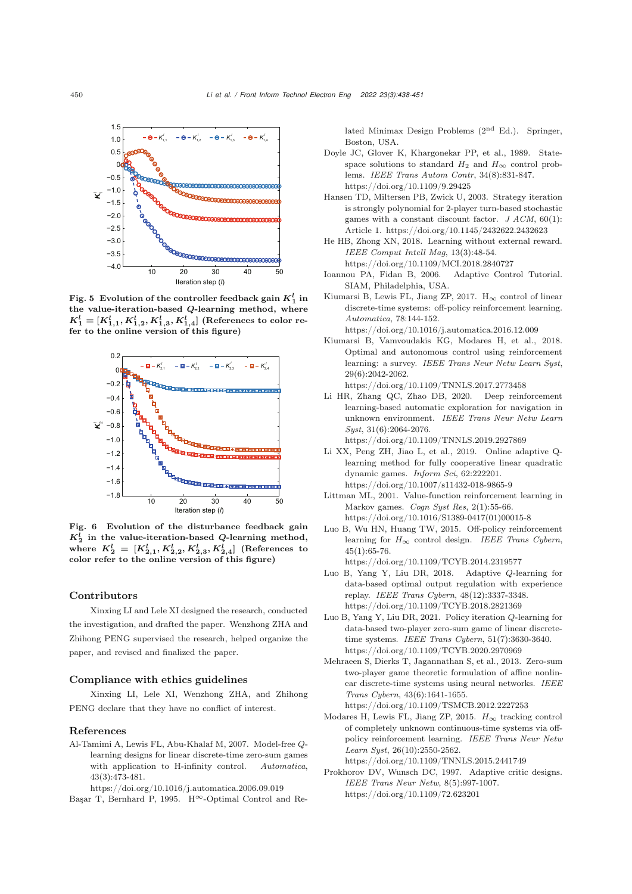Fig. 5 Evolution of the controller feedback gain $K_1^l$ in the value-iteration-based $Q$-learning method, where $K_1^l = [K_{1,1}^l, K_{1,2}^l, K_{1,3}^l, K_{1,4}^l]$ (References to color refer to the online version of this figure)

Fig. 6 Evolution of the disturbance feedback gain $K_2^l$ in the value-iteration-based $Q$-learning method, where $K_2^l = [K_{2,1}^l, K_{2,2}^l, K_{2,3}^l, K_{2,4}^l]$ (References to color refer to the online version of this figure)

## Contributors

Xinxing LI and Lele XI designed the research, conducted the investigation, and drafted the paper. Wenzhong ZHA and Zhihong PENG supervised the research, helped organize the paper, and revised and finalized the paper.

## Compliance with ethics guidelines

Xinxing LI, Lele XI, Wenzhong ZHA, and Zhihong PENG declare that they have no conflict of interest.

## References

Al-Tamimi A, Lewis FL, Abu-Khalaf M, 2007. Model-free $Q$-learning designs for linear discrete-time zero-sum games with application to H-infinity control. *Automatica*, 43(3):473-481. https://doi.org/10.1016/j.automatica.2006.09.019

Başar T, Bernhard P, 1995. $H^{\infty}$-Optimal Control and Related Minimax Design Problems (2nd Ed.). Springer, Boston, USA.

Doyle JC, Glover K, Khargonekar PP, et al., 1989. State-space solutions to standard $H_2$ and $H_\infty$ control problems. *IEEE Trans Autom Contr*, 34(8):831-847. https://doi.org/10.1109/9.29425

Hansen TD, Miltersen PB, Zwick U, 2003. Strategy iteration is strongly polynomial for 2-player turn-based stochastic games with a constant discount factor. *J ACM*, 60(1): Article 1. https://doi.org/10.1145/2432622.2432623

He HB, Zhong XN, 2018. Learning without external reward. *IEEE Comput Intell Mag*, 13(3):48-54. https://doi.org/10.1109/MCI.2018.2840727

Ioannou PA, Fidan B, 2006. Adaptive Control Tutorial. SIAM, Philadelphia, USA.

Kiumarsi B, Lewis FL, Jiang ZP, 2017. $H_\infty$ control of linear discrete-time systems: off-policy reinforcement learning. *Automatica*, 78:144-152. https://doi.org/10.1016/j.automatica.2016.12.009

Kiumarsi B, Vamvoudakis KG, Modares H, et al., 2018. Optimal and autonomous control using reinforcement learning: a survey. *IEEE Trans Neur Netw Learn Syst*, 29(6):2042-2062. https://doi.org/10.1109/TNNLS.2017.2773458

Li HR, Zhang QC, Zhao DB, 2020. Deep reinforcement learning-based automatic exploration for navigation in unknown environment. *IEEE Trans Neur Netw Learn Syst*, 31(6):2064-2076. https://doi.org/10.1109/TNNLS.2019.2927869

Li XX, Peng ZH, Jiao L, et al., 2019. Online adaptive Q-learning method for fully cooperative linear quadratic dynamic games. *Inform Sci*, 62:222201. https://doi.org/10.1007/s11432-018-9865-9

Littman ML, 2001. Value-function reinforcement learning in Markov games. *Cogn Syst Res*, 2(1):55-66. https://doi.org/10.1016/S1389-0417(01)00015-8

Luo B, Wu HN, Huang TW, 2015. Off-policy reinforcement learning for $H_\infty$ control design. *IEEE Trans Cybern*, 45(1):65-76. https://doi.org/10.1109/TCYB.2014.2319577

Luo B, Yang Y, Liu DR, 2018. Adaptive $Q$-learning for data-based optimal output regulation with experience replay. *IEEE Trans Cybern*, 48(12):3337-3348. https://doi.org/10.1109/TCYB.2018.2821369

Luo B, Yang Y, Liu DR, 2021. Policy iteration $Q$-learning for data-based two-player zero-sum game of linear discrete-time systems. *IEEE Trans Cybern*, 51(7):3630-3640. https://doi.org/10.1109/TCYB.2020.2970969

Mehraeen S, Dierks T, Jagannathan S, et al., 2013. Zero-sum two-player game theoretic formulation of affine nonlinear discrete-time systems using neural networks. *IEEE Trans Cybern*, 43(6):1641-1655. https://doi.org/10.1109/TSMCB.2012.2227253

Modares H, Lewis FL, Jiang ZP, 2015. $H_\infty$ tracking control of completely unknown continuous-time systems via off-policy reinforcement learning. *IEEE Trans Neur Netw Learn Syst*, 26(10):2550-2562. https://doi.org/10.1109/TNNLS.2015.2441749

Prokhorov DV, Wunsch DC, 1997. Adaptive critic designs. *IEEE Trans Neur Netw*, 8(5):997-1007. https://doi.org/10.1109/72.623201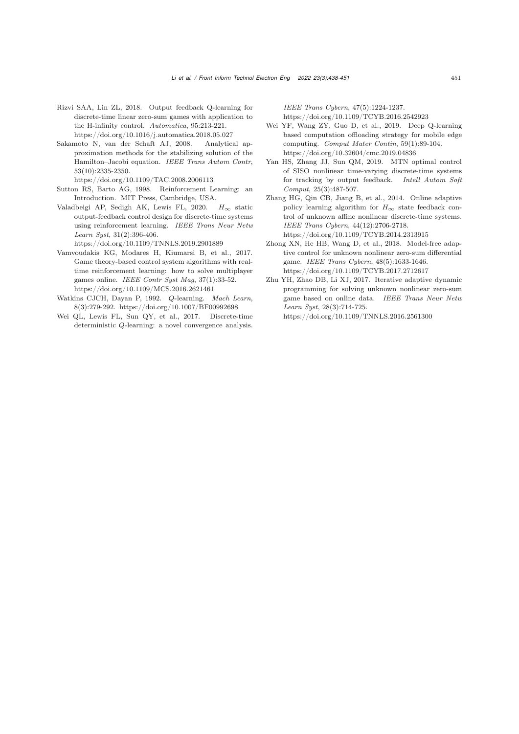Rizvi SAA, Lin ZL, 2018. Output feedback Q-learning for discrete-time linear zero-sum games with application to the H-infinity control. *Automatica*, 95:213-221. https://doi.org/10.1016/j.automatica.2018.05.027

Sakamoto N, van der Schaft AJ, 2008. Analytical approximation methods for the stabilizing solution of the Hamilton–Jacobi equation. *IEEE Trans Autom Contr*, 53(10):2335-2350. https://doi.org/10.1109/TAC.2008.2006113

Sutton RS, Barto AG, 1998. Reinforcement Learning: an Introduction. MIT Press, Cambridge, USA.

Valadbeigi AP, Sedigh AK, Lewis FL, 2020. $H_\infty$ static output-feedback control design for discrete-time systems using reinforcement learning. *IEEE Trans Neur Netw Learn Syst*, 31(2):396-406. https://doi.org/10.1109/TNNLS.2019.2901889

Vamvoudakis KG, Modares H, Kiumarsi B, et al., 2017. Game theory-based control system algorithms with real-time reinforcement learning: how to solve multiplayer games online. *IEEE Contr Syst Mag*, 37(1):33-52. https://doi.org/10.1109/MCS.2016.2621461

Watkins CJCH, Dayan P, 1992. *Q*-learning. *Mach Learn*, 8(3):279-292. https://doi.org/10.1007/BF00992698

Wei QL, Lewis FL, Sun QY, et al., 2017. Discrete-time deterministic *Q*-learning: a novel convergence analysis. *IEEE Trans Cybern*, 47(5):1224-1237. https://doi.org/10.1109/TCYB.2016.2542923

Wei YF, Wang ZY, Guo D, et al., 2019. Deep Q-learning based computation offloading strategy for mobile edge computing. *Comput Mater Contin*, 59(1):89-104. https://doi.org/10.32604/cmc.2019.04836

Yan HS, Zhang JJ, Sun QM, 2019. MTN optimal control of SISO nonlinear time-varying discrete-time systems for tracking by output feedback. *Intell Autom Soft Comput*, 25(3):487-507.

Zhang HG, Qin CB, Jiang B, et al., 2014. Online adaptive policy learning algorithm for $H_\infty$ state feedback control of unknown affine nonlinear discrete-time systems. *IEEE Trans Cybern*, 44(12):2706-2718. https://doi.org/10.1109/TCYB.2014.2313915

Zhong XN, He HB, Wang D, et al., 2018. Model-free adaptive control for unknown nonlinear zero-sum differential game. *IEEE Trans Cybern*, 48(5):1633-1646. https://doi.org/10.1109/TCYB.2017.2712617

Zhu YH, Zhao DB, Li XJ, 2017. Iterative adaptive dynamic programming for solving unknown nonlinear zero-sum game based on online data. *IEEE Trans Neur Netw Learn Syst*, 28(3):714-725. https://doi.org/10.1109/TNNLS.2016.2561300